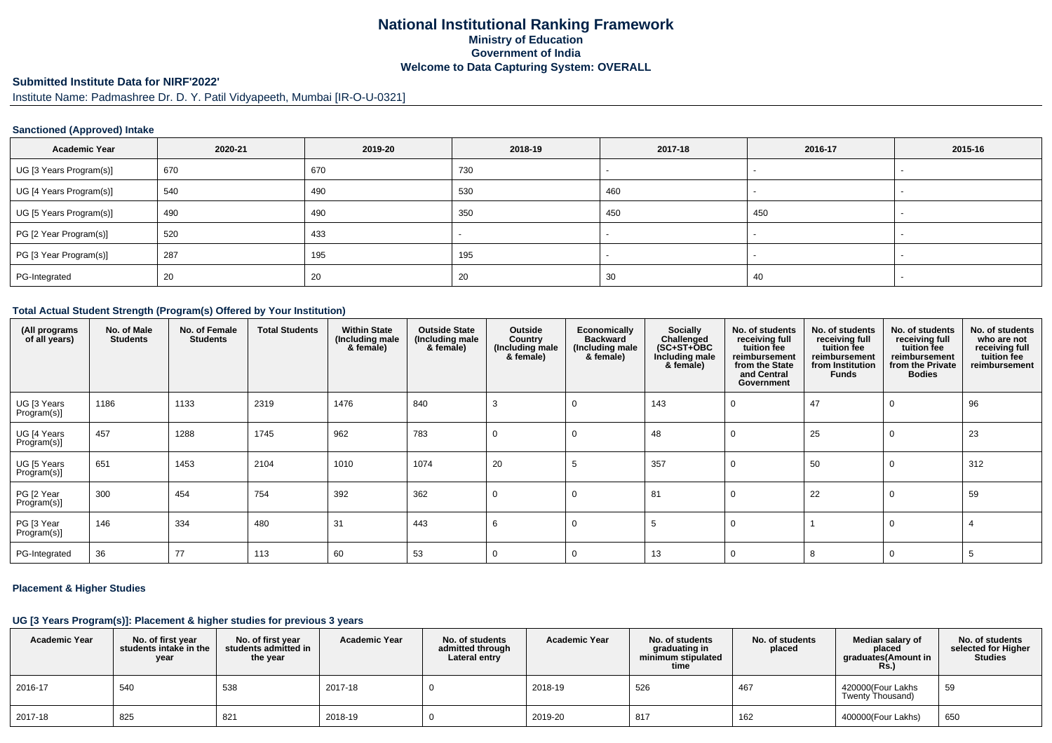# National Institutional Ranking Framework
## Ministry of Education
## Government of India
## Welcome to Data Capturing System: OVERALL

**Submitted Institute Data for NIRF'2022'**

Institute Name: Padmashree Dr. D. Y. Patil Vidyapeeth, Mumbai [IR-O-U-0321]

### Sanctioned (Approved) Intake

| Academic Year | 2020-21 | 2019-20 | 2018-19 | 2017-18 | 2016-17 | 2015-16 |
|---|---|---|---|---|---|---|
| UG [3 Years Program(s)] | 670 | 670 | 730 | - | - | - |
| UG [4 Years Program(s)] | 540 | 490 | 530 | 460 | - | - |
| UG [5 Years Program(s)] | 490 | 490 | 350 | 450 | 450 | - |
| PG [2 Year Program(s)] | 520 | 433 | - | - | - | - |
| PG [3 Year Program(s)] | 287 | 195 | 195 | - | - | - |
| PG-Integrated | 20 | 20 | 20 | 30 | 40 | - |

### Total Actual Student Strength (Program(s) Offered by Your Institution)

| (All programs of all years) | No. of Male Students | No. of Female Students | Total Students | Within State (Including male & female) | Outside State (Including male & female) | Outside Country (Including male & female) | Economically Backward (Including male & female) | Socially Challenged (SC+ST+OBC Including male & female) | No. of students receiving full tuition fee reimbursement from the State and Central Government | No. of students receiving full tuition fee reimbursement from Institution Funds | No. of students receiving full tuition fee reimbursement from the Private Bodies | No. of students who are not receiving full tuition fee reimbursement |
|---|---|---|---|---|---|---|---|---|---|---|---|---|
| UG [3 Years Program(s)] | 1186 | 1133 | 2319 | 1476 | 840 | 3 | 0 | 143 | 0 | 47 | 0 | 96 |
| UG [4 Years Program(s)] | 457 | 1288 | 1745 | 962 | 783 | 0 | 0 | 48 | 0 | 25 | 0 | 23 |
| UG [5 Years Program(s)] | 651 | 1453 | 2104 | 1010 | 1074 | 20 | 5 | 357 | 0 | 50 | 0 | 312 |
| PG [2 Year Program(s)] | 300 | 454 | 754 | 392 | 362 | 0 | 0 | 81 | 0 | 22 | 0 | 59 |
| PG [3 Year Program(s)] | 146 | 334 | 480 | 31 | 443 | 6 | 0 | 5 | 0 | 1 | 0 | 4 |
| PG-Integrated | 36 | 77 | 113 | 60 | 53 | 0 | 0 | 13 | 0 | 8 | 0 | 5 |

### Placement & Higher Studies

#### UG [3 Years Program(s)]: Placement & higher studies for previous 3 years

| Academic Year | No. of first year students intake in the year | No. of first year students admitted in the year | Academic Year | No. of students admitted through Lateral entry | Academic Year | No. of students graduating in minimum stipulated time | No. of students placed | Median salary of placed graduates(Amount in Rs.) | No. of students selected for Higher Studies |
|---|---|---|---|---|---|---|---|---|---|
| 2016-17 | 540 | 538 | 2017-18 | 0 | 2018-19 | 526 | 467 | 420000(Four Lakhs Twenty Thousand) | 59 |
| 2017-18 | 825 | 821 | 2018-19 | 0 | 2019-20 | 817 | 162 | 400000(Four Lakhs) | 650 |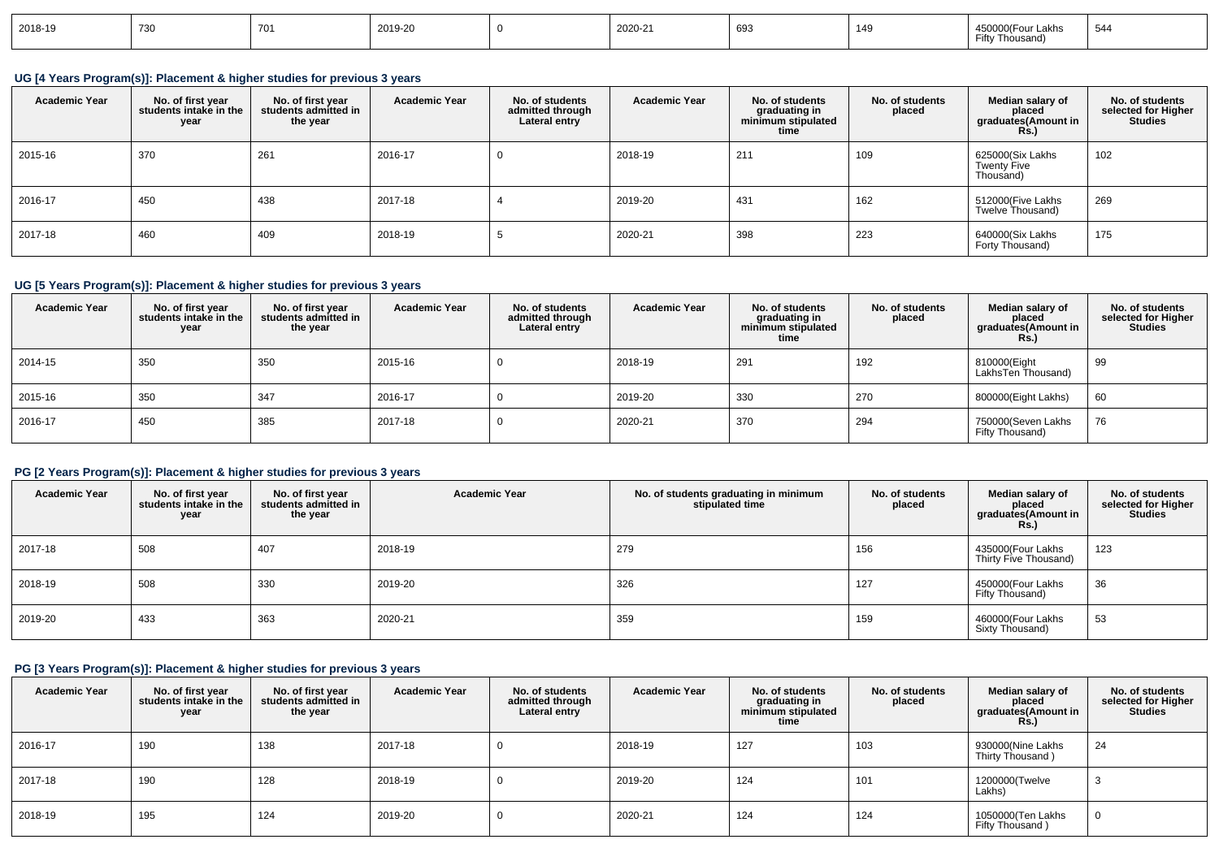| 2018-19 | 730 | 701 | 2019-20 | 0 | 2020-21 | 693 | 149 | 450000(Four Lakhs Fifty Thousand) | 544 |
|---|---|---|---|---|---|---|---|---|---|

### UG [4 Years Program(s)]: Placement & higher studies for previous 3 years

| Academic Year | No. of first year students intake in the year | No. of first year students admitted in the year | Academic Year | No. of students admitted through Lateral entry | Academic Year | No. of students graduating in minimum stipulated time | No. of students placed | Median salary of placed graduates(Amount in Rs.) | No. of students selected for Higher Studies |
|---|---|---|---|---|---|---|---|---|---|
| 2015-16 | 370 | 261 | 2016-17 | 0 | 2018-19 | 211 | 109 | 625000(Six Lakhs Twenty Five Thousand) | 102 |
| 2016-17 | 450 | 438 | 2017-18 | 4 | 2019-20 | 431 | 162 | 512000(Five Lakhs Twelve Thousand) | 269 |
| 2017-18 | 460 | 409 | 2018-19 | 5 | 2020-21 | 398 | 223 | 640000(Six Lakhs Forty Thousand) | 175 |

### UG [5 Years Program(s)]: Placement & higher studies for previous 3 years

| Academic Year | No. of first year students intake in the year | No. of first year students admitted in the year | Academic Year | No. of students admitted through Lateral entry | Academic Year | No. of students graduating in minimum stipulated time | No. of students placed | Median salary of placed graduates(Amount in Rs.) | No. of students selected for Higher Studies |
|---|---|---|---|---|---|---|---|---|---|
| 2014-15 | 350 | 350 | 2015-16 | 0 | 2018-19 | 291 | 192 | 810000(Eight LakhsTen Thousand) | 99 |
| 2015-16 | 350 | 347 | 2016-17 | 0 | 2019-20 | 330 | 270 | 800000(Eight Lakhs) | 60 |
| 2016-17 | 450 | 385 | 2017-18 | 0 | 2020-21 | 370 | 294 | 750000(Seven Lakhs Fifty Thousand) | 76 |

### PG [2 Years Program(s)]: Placement & higher studies for previous 3 years

| Academic Year | No. of first year students intake in the year | No. of first year students admitted in the year | Academic Year | No. of students graduating in minimum stipulated time | No. of students placed | Median salary of placed graduates(Amount in Rs.) | No. of students selected for Higher Studies |
|---|---|---|---|---|---|---|---|
| 2017-18 | 508 | 407 | 2018-19 | 279 | 156 | 435000(Four Lakhs Thirty Five Thousand) | 123 |
| 2018-19 | 508 | 330 | 2019-20 | 326 | 127 | 450000(Four Lakhs Fifty Thousand) | 36 |
| 2019-20 | 433 | 363 | 2020-21 | 359 | 159 | 460000(Four Lakhs Sixty Thousand) | 53 |

### PG [3 Years Program(s)]: Placement & higher studies for previous 3 years

| Academic Year | No. of first year students intake in the year | No. of first year students admitted in the year | Academic Year | No. of students admitted through Lateral entry | Academic Year | No. of students graduating in minimum stipulated time | No. of students placed | Median salary of placed graduates(Amount in Rs.) | No. of students selected for Higher Studies |
|---|---|---|---|---|---|---|---|---|---|
| 2016-17 | 190 | 138 | 2017-18 | 0 | 2018-19 | 127 | 103 | 930000(Nine Lakhs Thirty Thousand ) | 24 |
| 2017-18 | 190 | 128 | 2018-19 | 0 | 2019-20 | 124 | 101 | 1200000(Twelve Lakhs) | 3 |
| 2018-19 | 195 | 124 | 2019-20 | 0 | 2020-21 | 124 | 124 | 1050000(Ten Lakhs Fifty Thousand ) | 0 |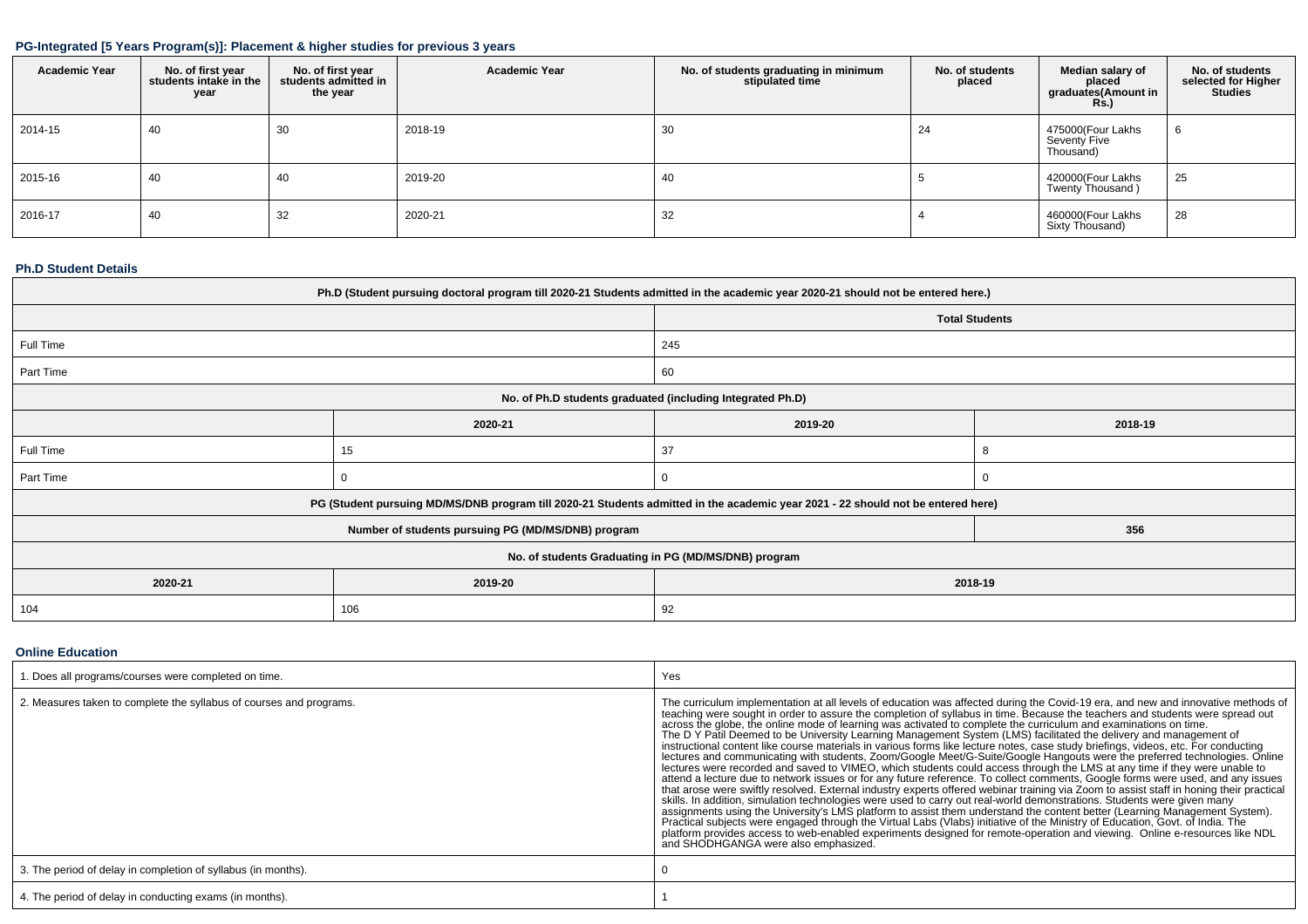### PG-Integrated [5 Years Program(s)]: Placement & higher studies for previous 3 years

| Academic Year | No. of first year students intake in the year | No. of first year students admitted in the year | Academic Year | No. of students graduating in minimum stipulated time | No. of students placed | Median salary of placed graduates(Amount in Rs.) | No. of students selected for Higher Studies |
|---|---|---|---|---|---|---|---|
| 2014-15 | 40 | 30 | 2018-19 | 30 | 24 | 475000(Four Lakhs Seventy Five Thousand) | 6 |
| 2015-16 | 40 | 40 | 2019-20 | 40 | 5 | 420000(Four Lakhs Twenty Thousand ) | 25 |
| 2016-17 | 40 | 32 | 2020-21 | 32 | 4 | 460000(Four Lakhs Sixty Thousand) | 28 |

### Ph.D Student Details

| Ph.D (Student pursuing doctoral program till 2020-21 Students admitted in the academic year 2020-21 should not be entered here.) | | | |
|---|---|---|---|
| | | Total Students | |
| Full Time | | 245 | |
| Part Time | | 60 | |
| No. of Ph.D students graduated (including Integrated Ph.D) | | | |
| | 2020-21 | 2019-20 | 2018-19 |
| Full Time | 15 | 37 | 8 |
| Part Time | 0 | 0 | 0 |
| PG (Student pursuing MD/MS/DNB program till 2020-21 Students admitted in the academic year 2021 - 22 should not be entered here) | | | |
| Number of students pursuing PG (MD/MS/DNB) program | | | 356 |
| No. of students Graduating in PG (MD/MS/DNB) program | | | |
| 2020-21 | 2019-20 | 2018-19 | |
| 104 | 106 | 92 | |

### Online Education

| | |
|---|---|
| 1. Does all programs/courses were completed on time. | Yes |
| 2. Measures taken to complete the syllabus of courses and programs. | The curriculum implementation at all levels of education was affected during the Covid-19 era, and new and innovative methods of teaching were sought in order to assure the completion of syllabus in time. Because the teachers and students were spread out across the globe, the online mode of learning was activated to complete the curriculum and examinations on time. The D Y Patil Deemed to be University Learning Management System (LMS) facilitated the delivery and management of instructional content like course materials in various forms like lecture notes, case study briefings, videos, etc. For conducting lectures and communicating with students, Zoom/Google Meet/G-Suite/Google Hangouts were the preferred technologies. Online lectures were recorded and saved to VIMEO, which students could access through the LMS at any time if they were unable to attend a lecture due to network issues or for any future reference. To collect comments, Google forms were used, and any issues that arose were swiftly resolved. External industry experts offered webinar training via Zoom to assist staff in honing their practical skills. In addition, simulation technologies were used to carry out real-world demonstrations. Students were given many assignments using the University's LMS platform to assist them understand the content better (Learning Management System). Practical subjects were engaged through the Virtual Labs (Vlabs) initiative of the Ministry of Education, Govt. of India. The platform provides access to web-enabled experiments designed for remote-operation and viewing. Online e-resources like NDL and SHODHGANGA were also emphasized. |
| 3. The period of delay in completion of syllabus (in months). | 0 |
| 4. The period of delay in conducting exams (in months). | 1 |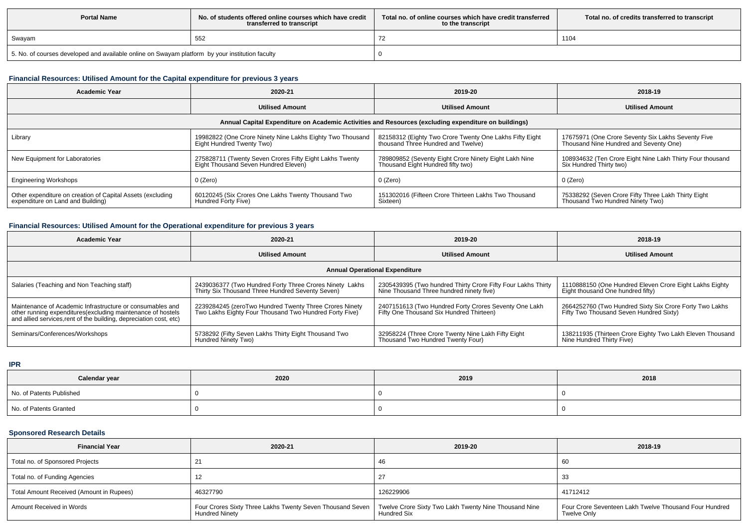| Portal Name | No. of students offered online courses which have credit transferred to transcript | Total no. of online courses which have credit transferred to the transcript | Total no. of credits transferred to transcript |
|---|---|---|---|
| Swayam | 552 | 72 | 1104 |
| 5. No. of courses developed and available online on Swayam platform by your institution faculty | | 0 | |

### Financial Resources: Utilised Amount for the Capital expenditure for previous 3 years

| Academic Year | 2020-21 | 2019-20 | 2018-19 |
|---|---|---|---|
| | Utilised Amount | Utilised Amount | Utilised Amount |
| Annual Capital Expenditure on Academic Activities and Resources (excluding expenditure on buildings) | | | |
| Library | 19982822 (One Crore Ninety Nine Lakhs Eighty Two Thousand Eight Hundred Twenty Two) | 82158312 (Eighty Two Crore Twenty One Lakhs Fifty Eight thousand Three Hundred and Twelve) | 17675971 (One Crore Seventy Six Lakhs Seventy Five Thousand Nine Hundred and Seventy One) |
| New Equipment for Laboratories | 275828711 (Twenty Seven Crores Fifty Eight Lakhs Twenty Eight Thousand Seven Hundred Eleven) | 789809852 (Seventy Eight Crore Ninety Eight Lakh Nine Thousand Eight Hundred fifty two) | 108934632 (Ten Crore Eight Nine Lakh Thirty Four thousand Six Hundred Thirty two) |
| Engineering Workshops | 0 (Zero) | 0 (Zero) | 0 (Zero) |
| Other expenditure on creation of Capital Assets (excluding expenditure on Land and Building) | 60120245 (Six Crores One Lakhs Twenty Thousand Two Hundred Forty Five) | 151302016 (Fifteen Crore Thirteen Lakhs Two Thousand Sixteen) | 75338292 (Seven Crore Fifty Three Lakh Thirty Eight Thousand Two Hundred Ninety Two) |

### Financial Resources: Utilised Amount for the Operational expenditure for previous 3 years

| Academic Year | 2020-21 | 2019-20 | 2018-19 |
|---|---|---|---|
| | Utilised Amount | Utilised Amount | Utilised Amount |
| Annual Operational Expenditure | | | |
| Salaries (Teaching and Non Teaching staff) | 2439036377 (Two Hundred Forty Three Crores Ninety Lakhs Thirty Six Thousand Three Hundred Seventy Seven) | 2305439395 (Two hundred Thirty Crore Fifty Four Lakhs Thirty Nine Thousand Three hundred ninety five) | 1110888150 (One Hundred Eleven Crore Eight Lakhs Eighty Eight thousand One hundred fifty) |
| Maintenance of Academic Infrastructure or consumables and other running expenditures(excluding maintenance of hostels and allied services,rent of the building, depreciation cost, etc) | 2239284245 (zeroTwo Hundred Twenty Three Crores Ninety Two Lakhs Eighty Four Thousand Two Hundred Forty Five) | 2407151613 (Two Hundred Forty Crores Seventy One Lakh Fifty One Thousand Six Hundred Thirteen) | 2664252760 (Two Hundred Sixty Six Crore Forty Two Lakhs Fifty Two Thousand Seven Hundred Sixty) |
| Seminars/Conferences/Workshops | 5738292 (Fifty Seven Lakhs Thirty Eight Thousand Two Hundred Ninety Two) | 32958224 (Three Crore Twenty Nine Lakh Fifty Eight Thousand Two Hundred Twenty Four) | 138211935 (Thirteen Crore Eighty Two Lakh Eleven Thousand Nine Hundred Thirty Five) |

### IPR

| Calendar year | 2020 | 2019 | 2018 |
|---|---|---|---|
| No. of Patents Published | 0 | 0 | 0 |
| No. of Patents Granted | 0 | 0 | 0 |

### Sponsored Research Details

| Financial Year | 2020-21 | 2019-20 | 2018-19 |
|---|---|---|---|
| Total no. of Sponsored Projects | 21 | 46 | 60 |
| Total no. of Funding Agencies | 12 | 27 | 33 |
| Total Amount Received (Amount in Rupees) | 46327790 | 126229906 | 41712412 |
| Amount Received in Words | Four Crores Sixty Three Lakhs Twenty Seven Thousand Seven Hundred Ninety | Twelve Crore Sixty Two Lakh Twenty Nine Thousand Nine Hundred Six | Four Crore Seventeen Lakh Twelve Thousand Four Hundred Twelve Only |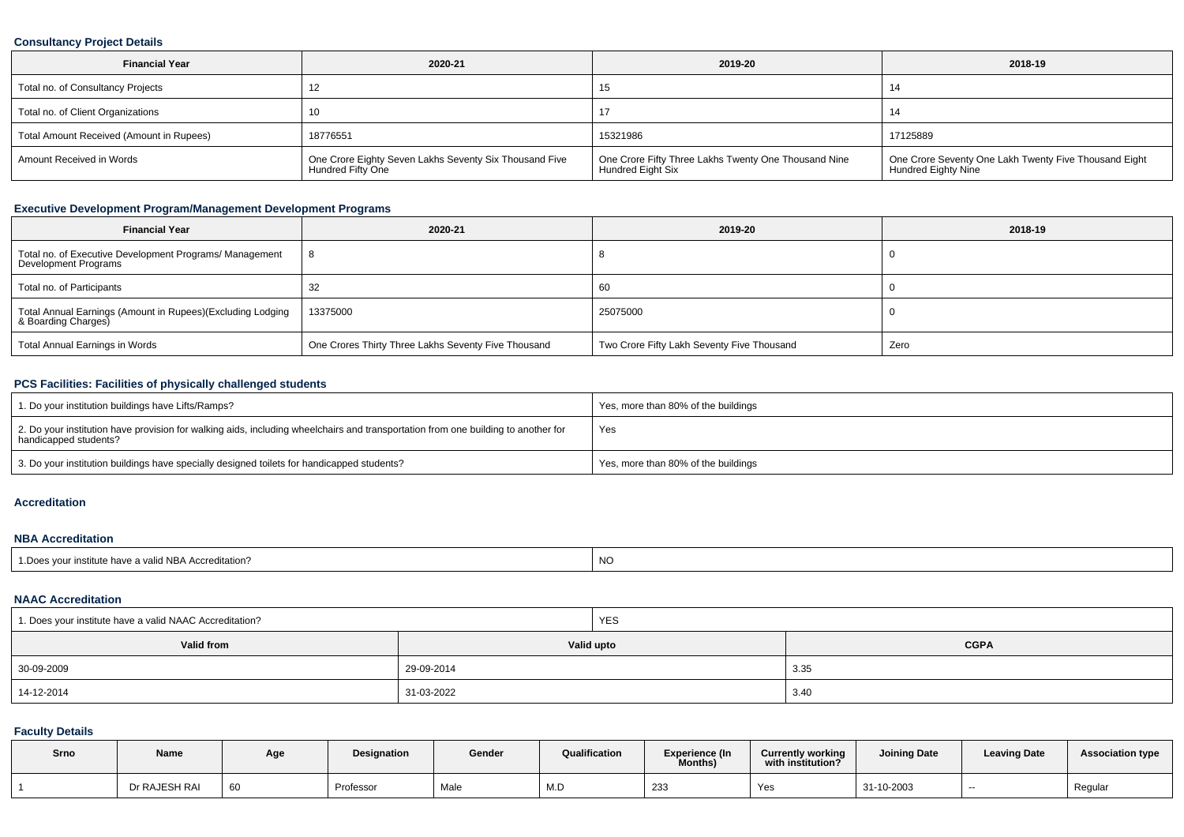### Consultancy Project Details

| Financial Year | 2020-21 | 2019-20 | 2018-19 |
| --- | --- | --- | --- |
| Total no. of Consultancy Projects | 12 | 15 | 14 |
| Total no. of Client Organizations | 10 | 17 | 14 |
| Total Amount Received (Amount in Rupees) | 18776551 | 15321986 | 17125889 |
| Amount Received in Words | One Crore Eighty Seven Lakhs Seventy Six Thousand Five Hundred Fifty One | One Crore Fifty Three Lakhs Twenty One Thousand Nine Hundred Eight Six | One Crore Seventy One Lakh Twenty Five Thousand Eight Hundred Eighty Nine |

### Executive Development Program/Management Development Programs

| Financial Year | 2020-21 | 2019-20 | 2018-19 |
| --- | --- | --- | --- |
| Total no. of Executive Development Programs/ Management Development Programs | 8 | 8 | 0 |
| Total no. of Participants | 32 | 60 | 0 |
| Total Annual Earnings (Amount in Rupees)(Excluding Lodging & Boarding Charges) | 13375000 | 25075000 | 0 |
| Total Annual Earnings in Words | One Crores Thirty Three Lakhs Seventy Five Thousand | Two Crore Fifty Lakh Seventy Five Thousand | Zero |

### PCS Facilities: Facilities of physically challenged students

| | |
| --- | --- |
| 1. Do your institution buildings have Lifts/Ramps? | Yes, more than 80% of the buildings |
| 2. Do your institution have provision for walking aids, including wheelchairs and transportation from one building to another for handicapped students? | Yes |
| 3. Do your institution buildings have specially designed toilets for handicapped students? | Yes, more than 80% of the buildings |

### Accreditation

### NBA Accreditation

| | |
| --- | --- |
| 1.Does your institute have a valid NBA Accreditation? | NO |

### NAAC Accreditation

| 1. Does your institute have a valid NAAC Accreditation? | YES | |
| --- | --- | --- |
| **Valid from** | **Valid upto** | **CGPA** |
| 30-09-2009 | 29-09-2014 | 3.35 |
| 14-12-2014 | 31-03-2022 | 3.40 |

### Faculty Details

| Srno | Name | Age | Designation | Gender | Qualification | Experience (In Months) | Currently working with institution? | Joining Date | Leaving Date | Association type |
| --- | --- | --- | --- | --- | --- | --- | --- | --- | --- | --- |
| 1 | Dr RAJESH RAI | 60 | Professor | Male | M.D | 233 | Yes | 31-10-2003 | -- | Regular |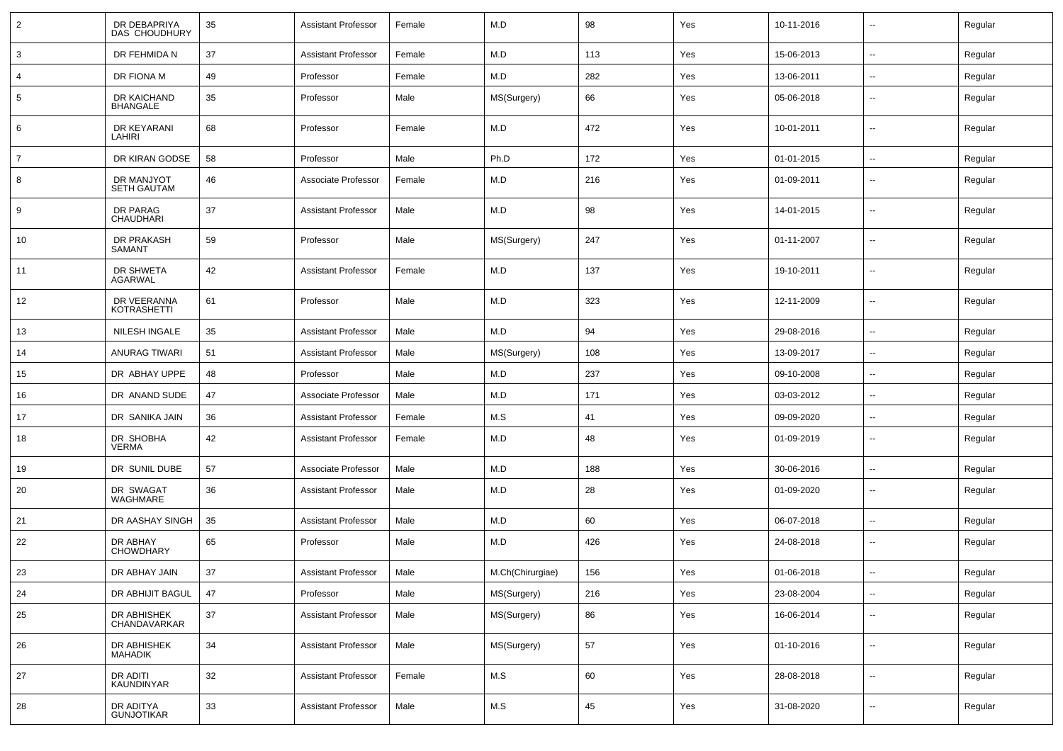| | | | | | | | | | | |
|---|---|---|---|---|---|---|---|---|---|---|
| 2 | DR DEBAPRIYA DAS CHOUDHURY | 35 | Assistant Professor | Female | M.D | 98 | Yes | 10-11-2016 | -- | Regular |
| 3 | DR FEHMIDA N | 37 | Assistant Professor | Female | M.D | 113 | Yes | 15-06-2013 | -- | Regular |
| 4 | DR FIONA M | 49 | Professor | Female | M.D | 282 | Yes | 13-06-2011 | -- | Regular |
| 5 | DR KAICHAND BHANGALE | 35 | Professor | Male | MS(Surgery) | 66 | Yes | 05-06-2018 | -- | Regular |
| 6 | DR KEYARANI LAHIRI | 68 | Professor | Female | M.D | 472 | Yes | 10-01-2011 | -- | Regular |
| 7 | DR KIRAN GODSE | 58 | Professor | Male | Ph.D | 172 | Yes | 01-01-2015 | -- | Regular |
| 8 | DR MANJYOT SETH GAUTAM | 46 | Associate Professor | Female | M.D | 216 | Yes | 01-09-2011 | -- | Regular |
| 9 | DR PARAG CHAUDHARI | 37 | Assistant Professor | Male | M.D | 98 | Yes | 14-01-2015 | -- | Regular |
| 10 | DR PRAKASH SAMANT | 59 | Professor | Male | MS(Surgery) | 247 | Yes | 01-11-2007 | -- | Regular |
| 11 | DR SHWETA AGARWAL | 42 | Assistant Professor | Female | M.D | 137 | Yes | 19-10-2011 | -- | Regular |
| 12 | DR VEERANNA KOTRASHETTI | 61 | Professor | Male | M.D | 323 | Yes | 12-11-2009 | -- | Regular |
| 13 | NILESH INGALE | 35 | Assistant Professor | Male | M.D | 94 | Yes | 29-08-2016 | -- | Regular |
| 14 | ANURAG TIWARI | 51 | Assistant Professor | Male | MS(Surgery) | 108 | Yes | 13-09-2017 | -- | Regular |
| 15 | DR ABHAY UPPE | 48 | Professor | Male | M.D | 237 | Yes | 09-10-2008 | -- | Regular |
| 16 | DR ANAND SUDE | 47 | Associate Professor | Male | M.D | 171 | Yes | 03-03-2012 | -- | Regular |
| 17 | DR SANIKA JAIN | 36 | Assistant Professor | Female | M.S | 41 | Yes | 09-09-2020 | -- | Regular |
| 18 | DR SHOBHA VERMA | 42 | Assistant Professor | Female | M.D | 48 | Yes | 01-09-2019 | -- | Regular |
| 19 | DR SUNIL DUBE | 57 | Associate Professor | Male | M.D | 188 | Yes | 30-06-2016 | -- | Regular |
| 20 | DR SWAGAT WAGHMARE | 36 | Assistant Professor | Male | M.D | 28 | Yes | 01-09-2020 | -- | Regular |
| 21 | DR AASHAY SINGH | 35 | Assistant Professor | Male | M.D | 60 | Yes | 06-07-2018 | -- | Regular |
| 22 | DR ABHAY CHOWDHARY | 65 | Professor | Male | M.D | 426 | Yes | 24-08-2018 | -- | Regular |
| 23 | DR ABHAY JAIN | 37 | Assistant Professor | Male | M.Ch(Chirurgiae) | 156 | Yes | 01-06-2018 | -- | Regular |
| 24 | DR ABHIJIT BAGUL | 47 | Professor | Male | MS(Surgery) | 216 | Yes | 23-08-2004 | -- | Regular |
| 25 | DR ABHISHEK CHANDAVARKAR | 37 | Assistant Professor | Male | MS(Surgery) | 86 | Yes | 16-06-2014 | -- | Regular |
| 26 | DR ABHISHEK MAHADIK | 34 | Assistant Professor | Male | MS(Surgery) | 57 | Yes | 01-10-2016 | -- | Regular |
| 27 | DR ADITI KAUNDINYAR | 32 | Assistant Professor | Female | M.S | 60 | Yes | 28-08-2018 | -- | Regular |
| 28 | DR ADITYA GUNJOTIKAR | 33 | Assistant Professor | Male | M.S | 45 | Yes | 31-08-2020 | -- | Regular |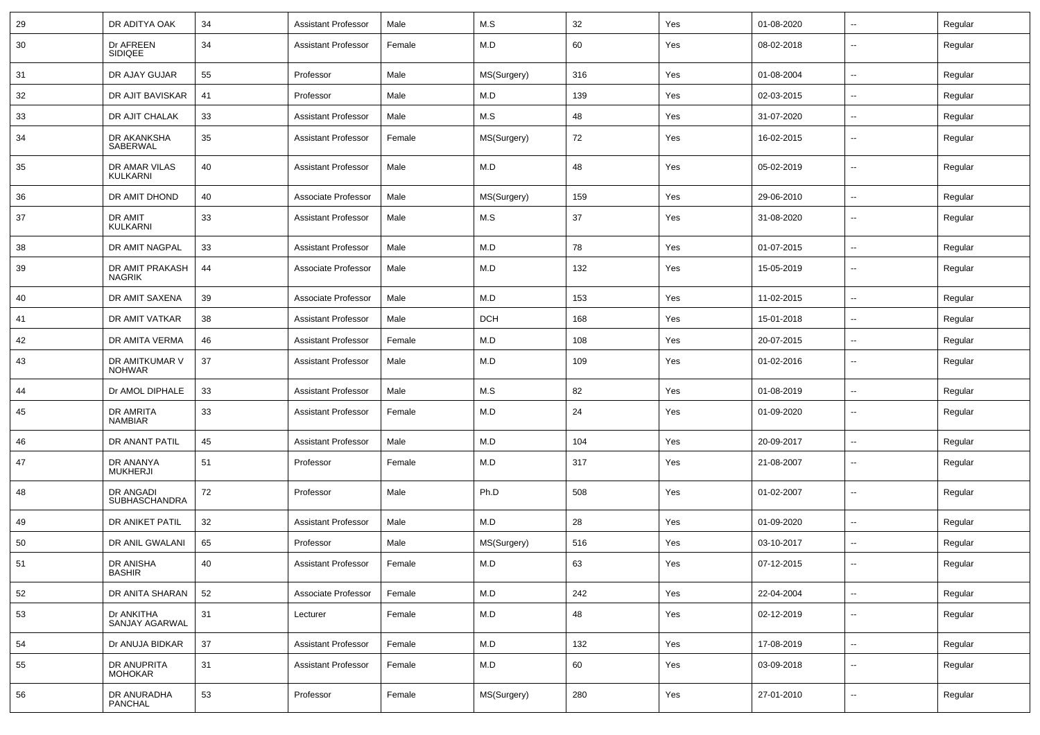| | | | | | | | | | | |
|---|---|---|---|---|---|---|---|---|---|---|
| 29 | DR ADITYA OAK | 34 | Assistant Professor | Male | M.S | 32 | Yes | 01-08-2020 | -- | Regular |
| 30 | Dr AFREEN SIDIQEE | 34 | Assistant Professor | Female | M.D | 60 | Yes | 08-02-2018 | -- | Regular |
| 31 | DR AJAY GUJAR | 55 | Professor | Male | MS(Surgery) | 316 | Yes | 01-08-2004 | -- | Regular |
| 32 | DR AJIT BAVISKAR | 41 | Professor | Male | M.D | 139 | Yes | 02-03-2015 | -- | Regular |
| 33 | DR AJIT CHALAK | 33 | Assistant Professor | Male | M.S | 48 | Yes | 31-07-2020 | -- | Regular |
| 34 | DR AKANKSHA SABERWAL | 35 | Assistant Professor | Female | MS(Surgery) | 72 | Yes | 16-02-2015 | -- | Regular |
| 35 | DR AMAR VILAS KULKARNI | 40 | Assistant Professor | Male | M.D | 48 | Yes | 05-02-2019 | -- | Regular |
| 36 | DR AMIT DHOND | 40 | Associate Professor | Male | MS(Surgery) | 159 | Yes | 29-06-2010 | -- | Regular |
| 37 | DR AMIT KULKARNI | 33 | Assistant Professor | Male | M.S | 37 | Yes | 31-08-2020 | -- | Regular |
| 38 | DR AMIT NAGPAL | 33 | Assistant Professor | Male | M.D | 78 | Yes | 01-07-2015 | -- | Regular |
| 39 | DR AMIT PRAKASH NAGRIK | 44 | Associate Professor | Male | M.D | 132 | Yes | 15-05-2019 | -- | Regular |
| 40 | DR AMIT SAXENA | 39 | Associate Professor | Male | M.D | 153 | Yes | 11-02-2015 | -- | Regular |
| 41 | DR AMIT VATKAR | 38 | Assistant Professor | Male | DCH | 168 | Yes | 15-01-2018 | -- | Regular |
| 42 | DR AMITA VERMA | 46 | Assistant Professor | Female | M.D | 108 | Yes | 20-07-2015 | -- | Regular |
| 43 | DR AMITKUMAR V NOHWAR | 37 | Assistant Professor | Male | M.D | 109 | Yes | 01-02-2016 | -- | Regular |
| 44 | Dr AMOL DIPHALE | 33 | Assistant Professor | Male | M.S | 82 | Yes | 01-08-2019 | -- | Regular |
| 45 | DR AMRITA NAMBIAR | 33 | Assistant Professor | Female | M.D | 24 | Yes | 01-09-2020 | -- | Regular |
| 46 | DR ANANT PATIL | 45 | Assistant Professor | Male | M.D | 104 | Yes | 20-09-2017 | -- | Regular |
| 47 | DR ANANYA MUKHERJI | 51 | Professor | Female | M.D | 317 | Yes | 21-08-2007 | -- | Regular |
| 48 | DR ANGADI SUBHASCHANDRA | 72 | Professor | Male | Ph.D | 508 | Yes | 01-02-2007 | -- | Regular |
| 49 | DR ANIKET PATIL | 32 | Assistant Professor | Male | M.D | 28 | Yes | 01-09-2020 | -- | Regular |
| 50 | DR ANIL GWALANI | 65 | Professor | Male | MS(Surgery) | 516 | Yes | 03-10-2017 | -- | Regular |
| 51 | DR ANISHA BASHIR | 40 | Assistant Professor | Female | M.D | 63 | Yes | 07-12-2015 | -- | Regular |
| 52 | DR ANITA SHARAN | 52 | Associate Professor | Female | M.D | 242 | Yes | 22-04-2004 | -- | Regular |
| 53 | Dr ANKITHA SANJAY AGARWAL | 31 | Lecturer | Female | M.D | 48 | Yes | 02-12-2019 | -- | Regular |
| 54 | Dr ANUJA BIDKAR | 37 | Assistant Professor | Female | M.D | 132 | Yes | 17-08-2019 | -- | Regular |
| 55 | DR ANUPRITA MOHOKAR | 31 | Assistant Professor | Female | M.D | 60 | Yes | 03-09-2018 | -- | Regular |
| 56 | DR ANURADHA PANCHAL | 53 | Professor | Female | MS(Surgery) | 280 | Yes | 27-01-2010 | -- | Regular |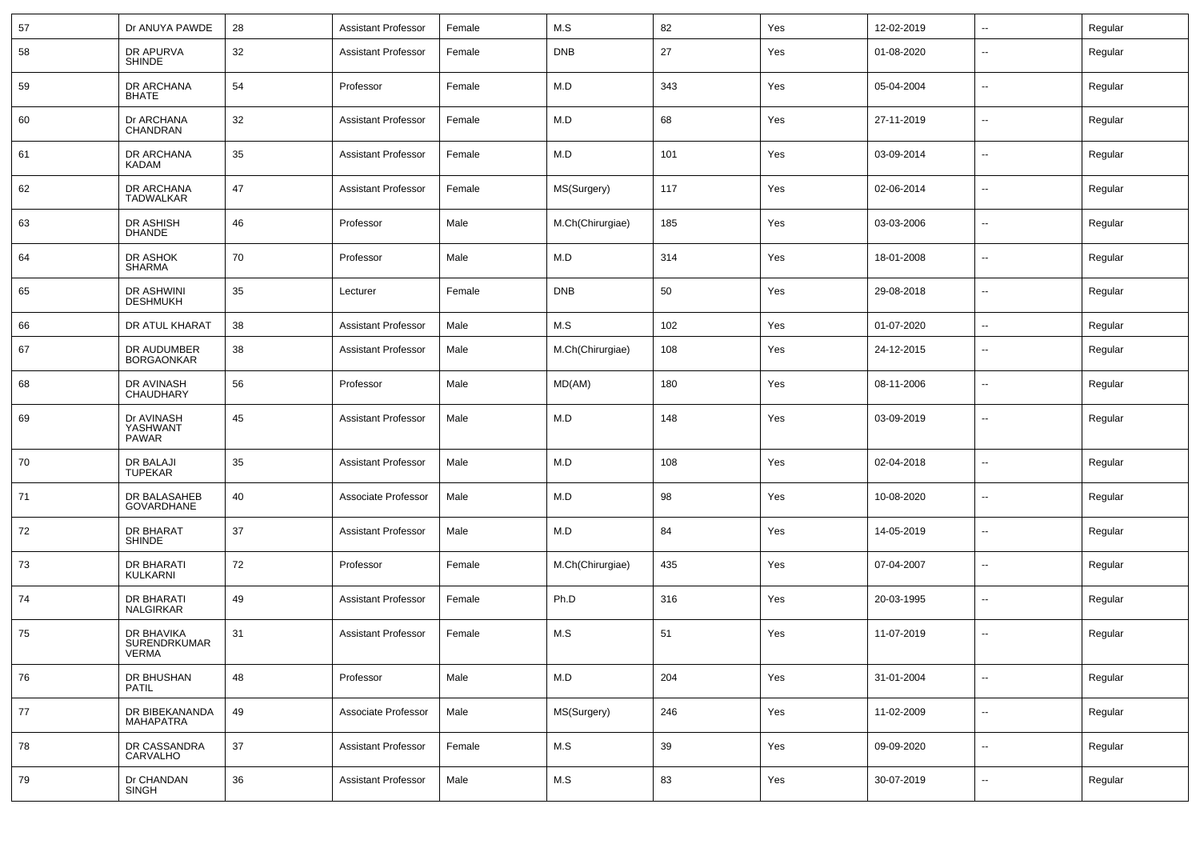| 57 | Dr ANUYA PAWDE | 28 | Assistant Professor | Female | M.S | 82 | Yes | 12-02-2019 | -- | Regular |
|---|---|---|---|---|---|---|---|---|---|---|
| 58 | DR APURVA SHINDE | 32 | Assistant Professor | Female | DNB | 27 | Yes | 01-08-2020 | -- | Regular |
| 59 | DR ARCHANA BHATE | 54 | Professor | Female | M.D | 343 | Yes | 05-04-2004 | -- | Regular |
| 60 | Dr ARCHANA CHANDRAN | 32 | Assistant Professor | Female | M.D | 68 | Yes | 27-11-2019 | -- | Regular |
| 61 | DR ARCHANA KADAM | 35 | Assistant Professor | Female | M.D | 101 | Yes | 03-09-2014 | -- | Regular |
| 62 | DR ARCHANA TADWALKAR | 47 | Assistant Professor | Female | MS(Surgery) | 117 | Yes | 02-06-2014 | -- | Regular |
| 63 | DR ASHISH DHANDE | 46 | Professor | Male | M.Ch(Chirurgiae) | 185 | Yes | 03-03-2006 | -- | Regular |
| 64 | DR ASHOK SHARMA | 70 | Professor | Male | M.D | 314 | Yes | 18-01-2008 | -- | Regular |
| 65 | DR ASHWINI DESHMUKH | 35 | Lecturer | Female | DNB | 50 | Yes | 29-08-2018 | -- | Regular |
| 66 | DR ATUL KHARAT | 38 | Assistant Professor | Male | M.S | 102 | Yes | 01-07-2020 | -- | Regular |
| 67 | DR AUDUMBER BORGAONKAR | 38 | Assistant Professor | Male | M.Ch(Chirurgiae) | 108 | Yes | 24-12-2015 | -- | Regular |
| 68 | DR AVINASH CHAUDHARY | 56 | Professor | Male | MD(AM) | 180 | Yes | 08-11-2006 | -- | Regular |
| 69 | Dr AVINASH YASHWANT PAWAR | 45 | Assistant Professor | Male | M.D | 148 | Yes | 03-09-2019 | -- | Regular |
| 70 | DR BALAJI TUPEKAR | 35 | Assistant Professor | Male | M.D | 108 | Yes | 02-04-2018 | -- | Regular |
| 71 | DR BALASAHEB GOVARDHANE | 40 | Associate Professor | Male | M.D | 98 | Yes | 10-08-2020 | -- | Regular |
| 72 | DR BHARAT SHINDE | 37 | Assistant Professor | Male | M.D | 84 | Yes | 14-05-2019 | -- | Regular |
| 73 | DR BHARATI KULKARNI | 72 | Professor | Female | M.Ch(Chirurgiae) | 435 | Yes | 07-04-2007 | -- | Regular |
| 74 | DR BHARATI NALGIRKAR | 49 | Assistant Professor | Female | Ph.D | 316 | Yes | 20-03-1995 | -- | Regular |
| 75 | DR BHAVIKA SURENDRKUMAR VERMA | 31 | Assistant Professor | Female | M.S | 51 | Yes | 11-07-2019 | -- | Regular |
| 76 | DR BHUSHAN PATIL | 48 | Professor | Male | M.D | 204 | Yes | 31-01-2004 | -- | Regular |
| 77 | DR BIBEKANANDA MAHAPATRA | 49 | Associate Professor | Male | MS(Surgery) | 246 | Yes | 11-02-2009 | -- | Regular |
| 78 | DR CASSANDRA CARVALHO | 37 | Assistant Professor | Female | M.S | 39 | Yes | 09-09-2020 | -- | Regular |
| 79 | Dr CHANDAN SINGH | 36 | Assistant Professor | Male | M.S | 83 | Yes | 30-07-2019 | -- | Regular |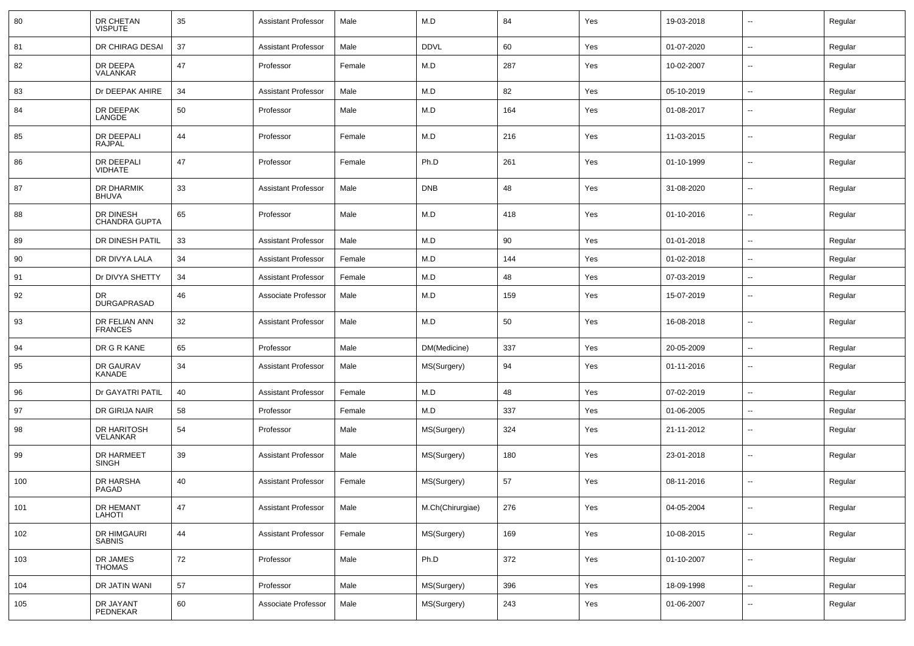| | | | | | | | | | | |
|---|---|---|---|---|---|---|---|---|---|---|
| 80 | DR CHETAN VISPUTE | 35 | Assistant Professor | Male | M.D | 84 | Yes | 19-03-2018 | -- | Regular |
| 81 | DR CHIRAG DESAI | 37 | Assistant Professor | Male | DDVL | 60 | Yes | 01-07-2020 | -- | Regular |
| 82 | DR DEEPA VALANKAR | 47 | Professor | Female | M.D | 287 | Yes | 10-02-2007 | -- | Regular |
| 83 | Dr DEEPAK AHIRE | 34 | Assistant Professor | Male | M.D | 82 | Yes | 05-10-2019 | -- | Regular |
| 84 | DR DEEPAK LANGDE | 50 | Professor | Male | M.D | 164 | Yes | 01-08-2017 | -- | Regular |
| 85 | DR DEEPALI RAJPAL | 44 | Professor | Female | M.D | 216 | Yes | 11-03-2015 | -- | Regular |
| 86 | DR DEEPALI VIDHATE | 47 | Professor | Female | Ph.D | 261 | Yes | 01-10-1999 | -- | Regular |
| 87 | DR DHARMIK BHUVA | 33 | Assistant Professor | Male | DNB | 48 | Yes | 31-08-2020 | -- | Regular |
| 88 | DR DINESH CHANDRA GUPTA | 65 | Professor | Male | M.D | 418 | Yes | 01-10-2016 | -- | Regular |
| 89 | DR DINESH PATIL | 33 | Assistant Professor | Male | M.D | 90 | Yes | 01-01-2018 | -- | Regular |
| 90 | DR DIVYA LALA | 34 | Assistant Professor | Female | M.D | 144 | Yes | 01-02-2018 | -- | Regular |
| 91 | Dr DIVYA SHETTY | 34 | Assistant Professor | Female | M.D | 48 | Yes | 07-03-2019 | -- | Regular |
| 92 | DR DURGAPRASAD | 46 | Associate Professor | Male | M.D | 159 | Yes | 15-07-2019 | -- | Regular |
| 93 | DR FELIAN ANN FRANCES | 32 | Assistant Professor | Male | M.D | 50 | Yes | 16-08-2018 | -- | Regular |
| 94 | DR G R KANE | 65 | Professor | Male | DM(Medicine) | 337 | Yes | 20-05-2009 | -- | Regular |
| 95 | DR GAURAV KANADE | 34 | Assistant Professor | Male | MS(Surgery) | 94 | Yes | 01-11-2016 | -- | Regular |
| 96 | Dr GAYATRI PATIL | 40 | Assistant Professor | Female | M.D | 48 | Yes | 07-02-2019 | -- | Regular |
| 97 | DR GIRIJA NAIR | 58 | Professor | Female | M.D | 337 | Yes | 01-06-2005 | -- | Regular |
| 98 | DR HARITOSH VELANKAR | 54 | Professor | Male | MS(Surgery) | 324 | Yes | 21-11-2012 | -- | Regular |
| 99 | DR HARMEET SINGH | 39 | Assistant Professor | Male | MS(Surgery) | 180 | Yes | 23-01-2018 | -- | Regular |
| 100 | DR HARSHA PAGAD | 40 | Assistant Professor | Female | MS(Surgery) | 57 | Yes | 08-11-2016 | -- | Regular |
| 101 | DR HEMANT LAHOTI | 47 | Assistant Professor | Male | M.Ch(Chirurgiae) | 276 | Yes | 04-05-2004 | -- | Regular |
| 102 | DR HIMGAURI SABNIS | 44 | Assistant Professor | Female | MS(Surgery) | 169 | Yes | 10-08-2015 | -- | Regular |
| 103 | DR JAMES THOMAS | 72 | Professor | Male | Ph.D | 372 | Yes | 01-10-2007 | -- | Regular |
| 104 | DR JATIN WANI | 57 | Professor | Male | MS(Surgery) | 396 | Yes | 18-09-1998 | -- | Regular |
| 105 | DR JAYANT PEDNEKAR | 60 | Associate Professor | Male | MS(Surgery) | 243 | Yes | 01-06-2007 | -- | Regular |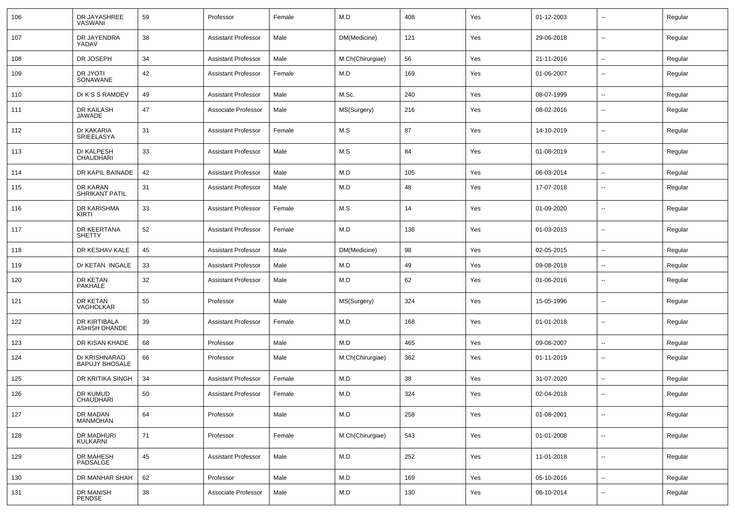| | | | | | | | | | | |
|---|---|---|---|---|---|---|---|---|---|---|
| 106 | DR JAYASHREE VASWANI | 59 | Professor | Female | M.D | 408 | Yes | 01-12-2003 | -- | Regular |
| 107 | DR JAYENDRA YADAV | 38 | Assistant Professor | Male | DM(Medicine) | 121 | Yes | 29-06-2018 | -- | Regular |
| 108 | DR JOSEPH | 34 | Assistant Professor | Male | M.Ch(Chirurgiae) | 56 | Yes | 21-11-2016 | -- | Regular |
| 109 | DR JYOTI SONAWANE | 42 | Assistant Professor | Female | M.D | 169 | Yes | 01-06-2007 | -- | Regular |
| 110 | Dr K S S RAMDEV | 49 | Assistant Professor | Male | M.Sc. | 240 | Yes | 08-07-1999 | -- | Regular |
| 111 | DR KAILASH JAWADE | 47 | Associate Professor | Male | MS(Surgery) | 216 | Yes | 08-02-2016 | -- | Regular |
| 112 | Dr KAKARIA SRIEELASYA | 31 | Assistant Professor | Female | M.S | 87 | Yes | 14-10-2019 | -- | Regular |
| 113 | Dr KALPESH CHAUDHARI | 33 | Assistant Professor | Male | M.S | 84 | Yes | 01-08-2019 | -- | Regular |
| 114 | DR KAPIL BAINADE | 42 | Assistant Professor | Male | M.D | 105 | Yes | 06-03-2014 | -- | Regular |
| 115 | DR KARAN SHRIKANT PATIL | 31 | Assistant Professor | Male | M.D | 48 | Yes | 17-07-2018 | -- | Regular |
| 116 | DR KARISHMA KIRTI | 33 | Assistant Professor | Female | M.S | 14 | Yes | 01-09-2020 | -- | Regular |
| 117 | DR KEERTANA SHETTY | 52 | Assistant Professor | Female | M.D | 136 | Yes | 01-03-2013 | -- | Regular |
| 118 | DR KESHAV KALE | 45 | Assistant Professor | Male | DM(Medicine) | 98 | Yes | 02-05-2015 | -- | Regular |
| 119 | Dr KETAN INGALE | 33 | Assistant Professor | Male | M.D | 49 | Yes | 09-08-2018 | -- | Regular |
| 120 | DR KETAN PAKHALE | 32 | Assistant Professor | Male | M.D | 62 | Yes | 01-06-2016 | -- | Regular |
| 121 | DR KETAN VAGHOLKAR | 55 | Professor | Male | MS(Surgery) | 324 | Yes | 15-05-1996 | -- | Regular |
| 122 | DR KIRTIBALA ASHISH DHANDE | 39 | Assistant Professor | Female | M.D | 168 | Yes | 01-01-2018 | -- | Regular |
| 123 | DR KISAN KHADE | 68 | Professor | Male | M.D | 465 | Yes | 09-08-2007 | -- | Regular |
| 124 | Dr KRISHNARAO BAPUJY BHOSALE | 66 | Professor | Male | M.Ch(Chirurgiae) | 362 | Yes | 01-11-2019 | -- | Regular |
| 125 | DR KRITIKA SINGH | 34 | Assistant Professor | Female | M.D | 38 | Yes | 31-07-2020 | -- | Regular |
| 126 | DR KUMUD CHAUDHARI | 50 | Assistant Professor | Female | M.D | 324 | Yes | 02-04-2018 | -- | Regular |
| 127 | DR MADAN MANMOHAN | 64 | Professor | Male | M.D | 258 | Yes | 01-08-2001 | -- | Regular |
| 128 | DR MADHURI KULKARNI | 71 | Professor | Female | M.Ch(Chirurgiae) | 543 | Yes | 01-01-2008 | -- | Regular |
| 129 | DR MAHESH PADSALGE | 45 | Assistant Professor | Male | M.D | 252 | Yes | 11-01-2018 | -- | Regular |
| 130 | DR MANHAR SHAH | 62 | Professor | Male | M.D | 169 | Yes | 05-10-2016 | -- | Regular |
| 131 | DR MANISH PENDSE | 38 | Associate Professor | Male | M.D | 130 | Yes | 08-10-2014 | -- | Regular |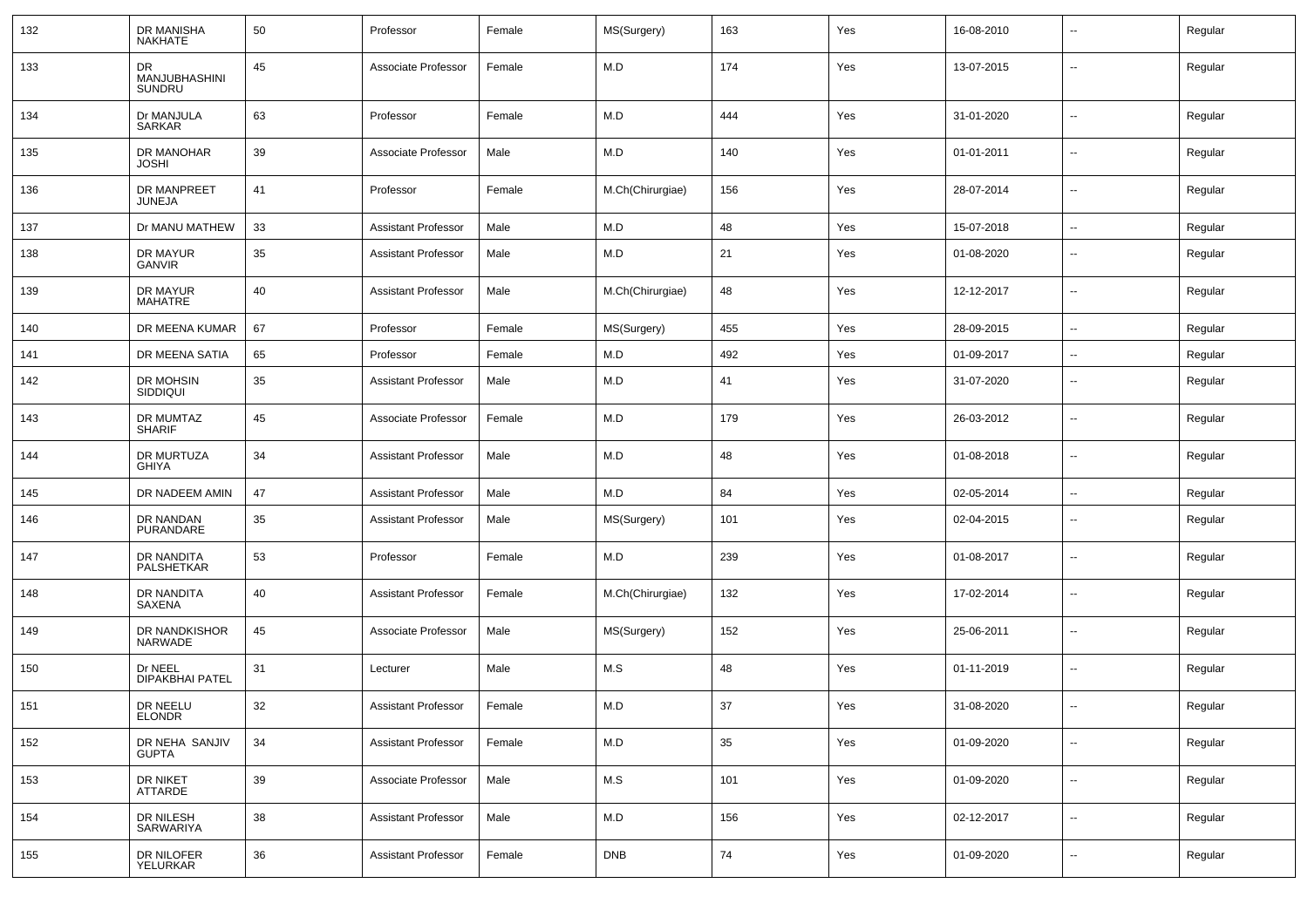| 132 | DR MANISHA NAKHATE | 50 | Professor | Female | MS(Surgery) | 163 | Yes | 16-08-2010 | -- | Regular |
|---|---|---|---|---|---|---|---|---|---|---|
| 133 | DR MANJUBHASHINI SUNDRU | 45 | Associate Professor | Female | M.D | 174 | Yes | 13-07-2015 | -- | Regular |
| 134 | Dr MANJULA SARKAR | 63 | Professor | Female | M.D | 444 | Yes | 31-01-2020 | -- | Regular |
| 135 | DR MANOHAR JOSHI | 39 | Associate Professor | Male | M.D | 140 | Yes | 01-01-2011 | -- | Regular |
| 136 | DR MANPREET JUNEJA | 41 | Professor | Female | M.Ch(Chirurgiae) | 156 | Yes | 28-07-2014 | -- | Regular |
| 137 | Dr MANU MATHEW | 33 | Assistant Professor | Male | M.D | 48 | Yes | 15-07-2018 | -- | Regular |
| 138 | DR MAYUR GANVIR | 35 | Assistant Professor | Male | M.D | 21 | Yes | 01-08-2020 | -- | Regular |
| 139 | DR MAYUR MAHATRE | 40 | Assistant Professor | Male | M.Ch(Chirurgiae) | 48 | Yes | 12-12-2017 | -- | Regular |
| 140 | DR MEENA KUMAR | 67 | Professor | Female | MS(Surgery) | 455 | Yes | 28-09-2015 | -- | Regular |
| 141 | DR MEENA SATIA | 65 | Professor | Female | M.D | 492 | Yes | 01-09-2017 | -- | Regular |
| 142 | DR MOHSIN SIDDIQUI | 35 | Assistant Professor | Male | M.D | 41 | Yes | 31-07-2020 | -- | Regular |
| 143 | DR MUMTAZ SHARIF | 45 | Associate Professor | Female | M.D | 179 | Yes | 26-03-2012 | -- | Regular |
| 144 | DR MURTUZA GHIYA | 34 | Assistant Professor | Male | M.D | 48 | Yes | 01-08-2018 | -- | Regular |
| 145 | DR NADEEM AMIN | 47 | Assistant Professor | Male | M.D | 84 | Yes | 02-05-2014 | -- | Regular |
| 146 | DR NANDAN PURANDARE | 35 | Assistant Professor | Male | MS(Surgery) | 101 | Yes | 02-04-2015 | -- | Regular |
| 147 | DR NANDITA PALSHETKAR | 53 | Professor | Female | M.D | 239 | Yes | 01-08-2017 | -- | Regular |
| 148 | DR NANDITA SAXENA | 40 | Assistant Professor | Female | M.Ch(Chirurgiae) | 132 | Yes | 17-02-2014 | -- | Regular |
| 149 | DR NANDKISHOR NARWADE | 45 | Associate Professor | Male | MS(Surgery) | 152 | Yes | 25-06-2011 | -- | Regular |
| 150 | Dr NEEL DIPAKBHAI PATEL | 31 | Lecturer | Male | M.S | 48 | Yes | 01-11-2019 | -- | Regular |
| 151 | DR NEELU ELONDR | 32 | Assistant Professor | Female | M.D | 37 | Yes | 31-08-2020 | -- | Regular |
| 152 | DR NEHA SANJIV GUPTA | 34 | Assistant Professor | Female | M.D | 35 | Yes | 01-09-2020 | -- | Regular |
| 153 | DR NIKET ATTARDE | 39 | Associate Professor | Male | M.S | 101 | Yes | 01-09-2020 | -- | Regular |
| 154 | DR NILESH SARWARIYA | 38 | Assistant Professor | Male | M.D | 156 | Yes | 02-12-2017 | -- | Regular |
| 155 | DR NILOFER YELURKAR | 36 | Assistant Professor | Female | DNB | 74 | Yes | 01-09-2020 | -- | Regular |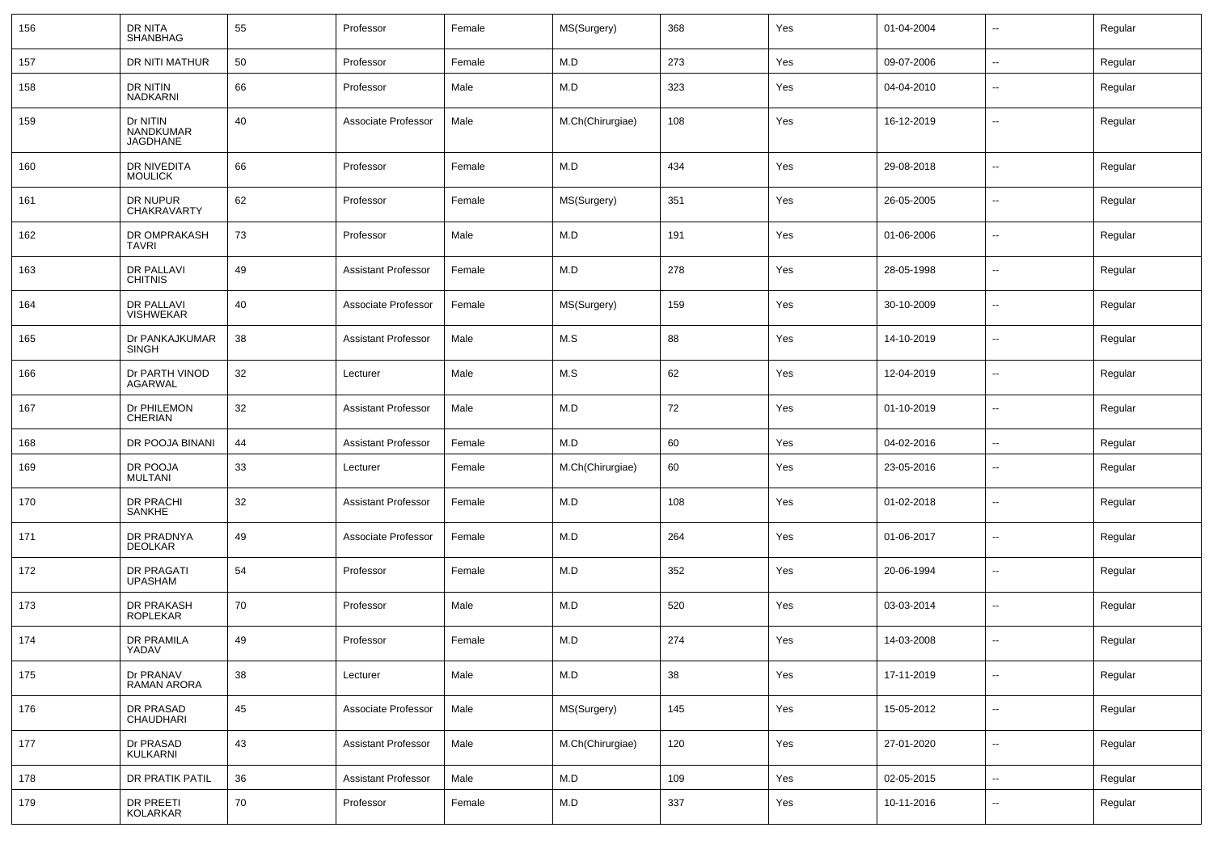| 156 | DR NITA SHANBHAG | 55 | Professor | Female | MS(Surgery) | 368 | Yes | 01-04-2004 | -- | Regular |
|---|---|---|---|---|---|---|---|---|---|---|
| 157 | DR NITI MATHUR | 50 | Professor | Female | M.D | 273 | Yes | 09-07-2006 | -- | Regular |
| 158 | DR NITIN NADKARNI | 66 | Professor | Male | M.D | 323 | Yes | 04-04-2010 | -- | Regular |
| 159 | Dr NITIN NANDKUMAR JAGDHANE | 40 | Associate Professor | Male | M.Ch(Chirurgiae) | 108 | Yes | 16-12-2019 | -- | Regular |
| 160 | DR NIVEDITA MOULICK | 66 | Professor | Female | M.D | 434 | Yes | 29-08-2018 | -- | Regular |
| 161 | DR NUPUR CHAKRAVARTY | 62 | Professor | Female | MS(Surgery) | 351 | Yes | 26-05-2005 | -- | Regular |
| 162 | DR OMPRAKASH TAVRI | 73 | Professor | Male | M.D | 191 | Yes | 01-06-2006 | -- | Regular |
| 163 | DR PALLAVI CHITNIS | 49 | Assistant Professor | Female | M.D | 278 | Yes | 28-05-1998 | -- | Regular |
| 164 | DR PALLAVI VISHWEKAR | 40 | Associate Professor | Female | MS(Surgery) | 159 | Yes | 30-10-2009 | -- | Regular |
| 165 | Dr PANKAJKUMAR SINGH | 38 | Assistant Professor | Male | M.S | 88 | Yes | 14-10-2019 | -- | Regular |
| 166 | Dr PARTH VINOD AGARWAL | 32 | Lecturer | Male | M.S | 62 | Yes | 12-04-2019 | -- | Regular |
| 167 | Dr PHILEMON CHERIAN | 32 | Assistant Professor | Male | M.D | 72 | Yes | 01-10-2019 | -- | Regular |
| 168 | DR POOJA BINANI | 44 | Assistant Professor | Female | M.D | 60 | Yes | 04-02-2016 | -- | Regular |
| 169 | DR POOJA MULTANI | 33 | Lecturer | Female | M.Ch(Chirurgiae) | 60 | Yes | 23-05-2016 | -- | Regular |
| 170 | DR PRACHI SANKHE | 32 | Assistant Professor | Female | M.D | 108 | Yes | 01-02-2018 | -- | Regular |
| 171 | DR PRADNYA DEOLKAR | 49 | Associate Professor | Female | M.D | 264 | Yes | 01-06-2017 | -- | Regular |
| 172 | DR PRAGATI UPASHAM | 54 | Professor | Female | M.D | 352 | Yes | 20-06-1994 | -- | Regular |
| 173 | DR PRAKASH ROPLEKAR | 70 | Professor | Male | M.D | 520 | Yes | 03-03-2014 | -- | Regular |
| 174 | DR PRAMILA YADAV | 49 | Professor | Female | M.D | 274 | Yes | 14-03-2008 | -- | Regular |
| 175 | Dr PRANAV RAMAN ARORA | 38 | Lecturer | Male | M.D | 38 | Yes | 17-11-2019 | -- | Regular |
| 176 | DR PRASAD CHAUDHARI | 45 | Associate Professor | Male | MS(Surgery) | 145 | Yes | 15-05-2012 | -- | Regular |
| 177 | Dr PRASAD KULKARNI | 43 | Assistant Professor | Male | M.Ch(Chirurgiae) | 120 | Yes | 27-01-2020 | -- | Regular |
| 178 | DR PRATIK PATIL | 36 | Assistant Professor | Male | M.D | 109 | Yes | 02-05-2015 | -- | Regular |
| 179 | DR PREETI KOLARKAR | 70 | Professor | Female | M.D | 337 | Yes | 10-11-2016 | -- | Regular |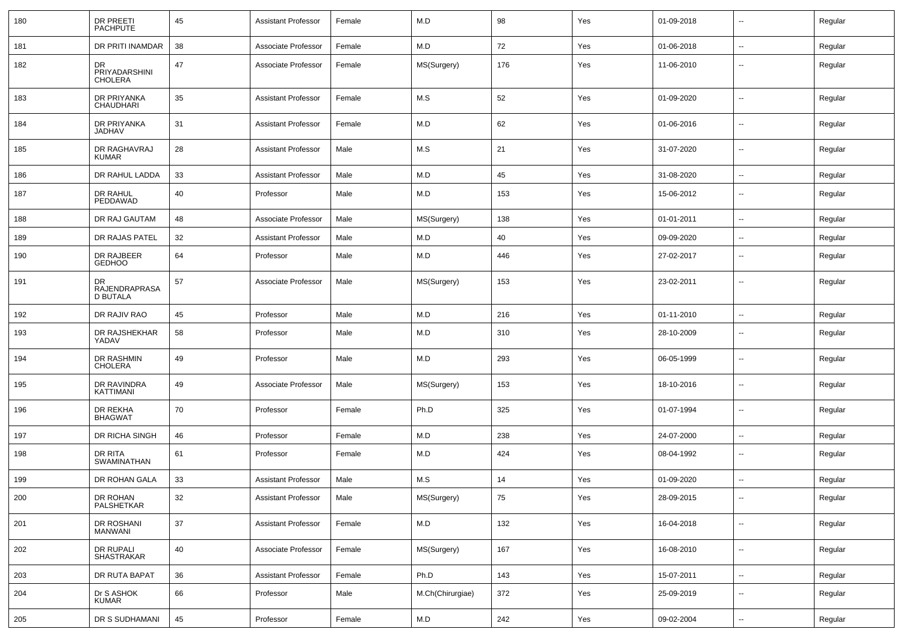| 180 | DR PREETI PACHPUTE | 45 | Assistant Professor | Female | M.D | 98 | Yes | 01-09-2018 | -- | Regular |
|---|---|---|---|---|---|---|---|---|---|---|
| 181 | DR PRITI INAMDAR | 38 | Associate Professor | Female | M.D | 72 | Yes | 01-06-2018 | -- | Regular |
| 182 | DR PRIYADARSHINI CHOLERA | 47 | Associate Professor | Female | MS(Surgery) | 176 | Yes | 11-06-2010 | -- | Regular |
| 183 | DR PRIYANKA CHAUDHARI | 35 | Assistant Professor | Female | M.S | 52 | Yes | 01-09-2020 | -- | Regular |
| 184 | DR PRIYANKA JADHAV | 31 | Assistant Professor | Female | M.D | 62 | Yes | 01-06-2016 | -- | Regular |
| 185 | DR RAGHAVRAJ KUMAR | 28 | Assistant Professor | Male | M.S | 21 | Yes | 31-07-2020 | -- | Regular |
| 186 | DR RAHUL LADDA | 33 | Assistant Professor | Male | M.D | 45 | Yes | 31-08-2020 | -- | Regular |
| 187 | DR RAHUL PEDDAWAD | 40 | Professor | Male | M.D | 153 | Yes | 15-06-2012 | -- | Regular |
| 188 | DR RAJ GAUTAM | 48 | Associate Professor | Male | MS(Surgery) | 138 | Yes | 01-01-2011 | -- | Regular |
| 189 | DR RAJAS PATEL | 32 | Assistant Professor | Male | M.D | 40 | Yes | 09-09-2020 | -- | Regular |
| 190 | DR RAJBEER GEDHOO | 64 | Professor | Male | M.D | 446 | Yes | 27-02-2017 | -- | Regular |
| 191 | DR RAJENDRAPRASAD BUTALA | 57 | Associate Professor | Male | MS(Surgery) | 153 | Yes | 23-02-2011 | -- | Regular |
| 192 | DR RAJIV RAO | 45 | Professor | Male | M.D | 216 | Yes | 01-11-2010 | -- | Regular |
| 193 | DR RAJSHEKHAR YADAV | 58 | Professor | Male | M.D | 310 | Yes | 28-10-2009 | -- | Regular |
| 194 | DR RASHMIN CHOLERA | 49 | Professor | Male | M.D | 293 | Yes | 06-05-1999 | -- | Regular |
| 195 | DR RAVINDRA KATTIMANI | 49 | Associate Professor | Male | MS(Surgery) | 153 | Yes | 18-10-2016 | -- | Regular |
| 196 | DR REKHA BHAGWAT | 70 | Professor | Female | Ph.D | 325 | Yes | 01-07-1994 | -- | Regular |
| 197 | DR RICHA SINGH | 46 | Professor | Female | M.D | 238 | Yes | 24-07-2000 | -- | Regular |
| 198 | DR RITA SWAMINATHAN | 61 | Professor | Female | M.D | 424 | Yes | 08-04-1992 | -- | Regular |
| 199 | DR ROHAN GALA | 33 | Assistant Professor | Male | M.S | 14 | Yes | 01-09-2020 | -- | Regular |
| 200 | DR ROHAN PALSHETKAR | 32 | Assistant Professor | Male | MS(Surgery) | 75 | Yes | 28-09-2015 | -- | Regular |
| 201 | DR ROSHANI MANWANI | 37 | Assistant Professor | Female | M.D | 132 | Yes | 16-04-2018 | -- | Regular |
| 202 | DR RUPALI SHASTRAKAR | 40 | Associate Professor | Female | MS(Surgery) | 167 | Yes | 16-08-2010 | -- | Regular |
| 203 | DR RUTA BAPAT | 36 | Assistant Professor | Female | Ph.D | 143 | Yes | 15-07-2011 | -- | Regular |
| 204 | Dr S ASHOK KUMAR | 66 | Professor | Male | M.Ch(Chirurgiae) | 372 | Yes | 25-09-2019 | -- | Regular |
| 205 | DR S SUDHAMANI | 45 | Professor | Female | M.D | 242 | Yes | 09-02-2004 | -- | Regular |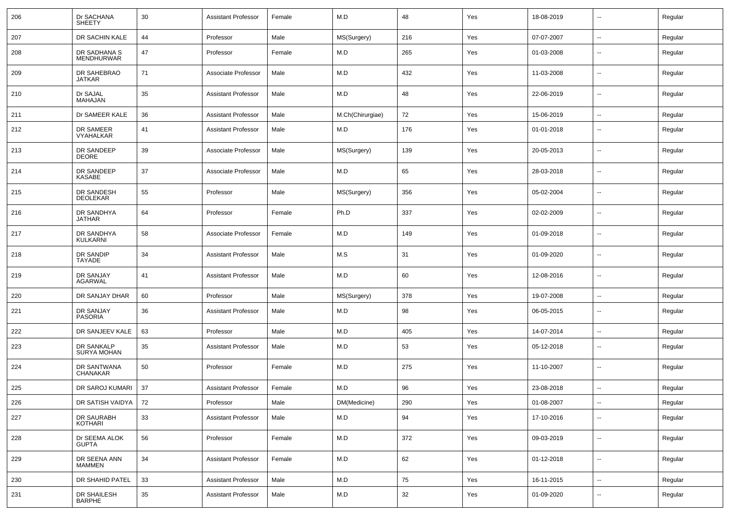| 206 | Dr SACHANA SHEETY | 30 | Assistant Professor | Female | M.D | 48 | Yes | 18-08-2019 | -- | Regular |
|---|---|---|---|---|---|---|---|---|---|---|
| 207 | DR SACHIN KALE | 44 | Professor | Male | MS(Surgery) | 216 | Yes | 07-07-2007 | -- | Regular |
| 208 | DR SADHANA S MENDHURWAR | 47 | Professor | Female | M.D | 265 | Yes | 01-03-2008 | -- | Regular |
| 209 | DR SAHEBRAO JATKAR | 71 | Associate Professor | Male | M.D | 432 | Yes | 11-03-2008 | -- | Regular |
| 210 | Dr SAJAL MAHAJAN | 35 | Assistant Professor | Male | M.D | 48 | Yes | 22-06-2019 | -- | Regular |
| 211 | Dr SAMEER KALE | 36 | Assistant Professor | Male | M.Ch(Chirurgiae) | 72 | Yes | 15-06-2019 | -- | Regular |
| 212 | DR SAMEER VYAHALKAR | 41 | Assistant Professor | Male | M.D | 176 | Yes | 01-01-2018 | -- | Regular |
| 213 | DR SANDEEP DEORE | 39 | Associate Professor | Male | MS(Surgery) | 139 | Yes | 20-05-2013 | -- | Regular |
| 214 | DR SANDEEP KASABE | 37 | Associate Professor | Male | M.D | 65 | Yes | 28-03-2018 | -- | Regular |
| 215 | DR SANDESH DEOLEKAR | 55 | Professor | Male | MS(Surgery) | 356 | Yes | 05-02-2004 | -- | Regular |
| 216 | DR SANDHYA JATHAR | 64 | Professor | Female | Ph.D | 337 | Yes | 02-02-2009 | -- | Regular |
| 217 | DR SANDHYA KULKARNI | 58 | Associate Professor | Female | M.D | 149 | Yes | 01-09-2018 | -- | Regular |
| 218 | DR SANDIP TAYADE | 34 | Assistant Professor | Male | M.S | 31 | Yes | 01-09-2020 | -- | Regular |
| 219 | DR SANJAY AGARWAL | 41 | Assistant Professor | Male | M.D | 60 | Yes | 12-08-2016 | -- | Regular |
| 220 | DR SANJAY DHAR | 60 | Professor | Male | MS(Surgery) | 378 | Yes | 19-07-2008 | -- | Regular |
| 221 | DR SANJAY PASORIA | 36 | Assistant Professor | Male | M.D | 98 | Yes | 06-05-2015 | -- | Regular |
| 222 | DR SANJEEV KALE | 63 | Professor | Male | M.D | 405 | Yes | 14-07-2014 | -- | Regular |
| 223 | DR SANKALP SURYA MOHAN | 35 | Assistant Professor | Male | M.D | 53 | Yes | 05-12-2018 | -- | Regular |
| 224 | DR SANTWANA CHANAKAR | 50 | Professor | Female | M.D | 275 | Yes | 11-10-2007 | -- | Regular |
| 225 | DR SAROJ KUMARI | 37 | Assistant Professor | Female | M.D | 96 | Yes | 23-08-2018 | -- | Regular |
| 226 | DR SATISH VAIDYA | 72 | Professor | Male | DM(Medicine) | 290 | Yes | 01-08-2007 | -- | Regular |
| 227 | DR SAURABH KOTHARI | 33 | Assistant Professor | Male | M.D | 94 | Yes | 17-10-2016 | -- | Regular |
| 228 | Dr SEEMA ALOK GUPTA | 56 | Professor | Female | M.D | 372 | Yes | 09-03-2019 | -- | Regular |
| 229 | DR SEENA ANN MAMMEN | 34 | Assistant Professor | Female | M.D | 62 | Yes | 01-12-2018 | -- | Regular |
| 230 | DR SHAHID PATEL | 33 | Assistant Professor | Male | M.D | 75 | Yes | 16-11-2015 | -- | Regular |
| 231 | DR SHAILESH BARPHE | 35 | Assistant Professor | Male | M.D | 32 | Yes | 01-09-2020 | -- | Regular |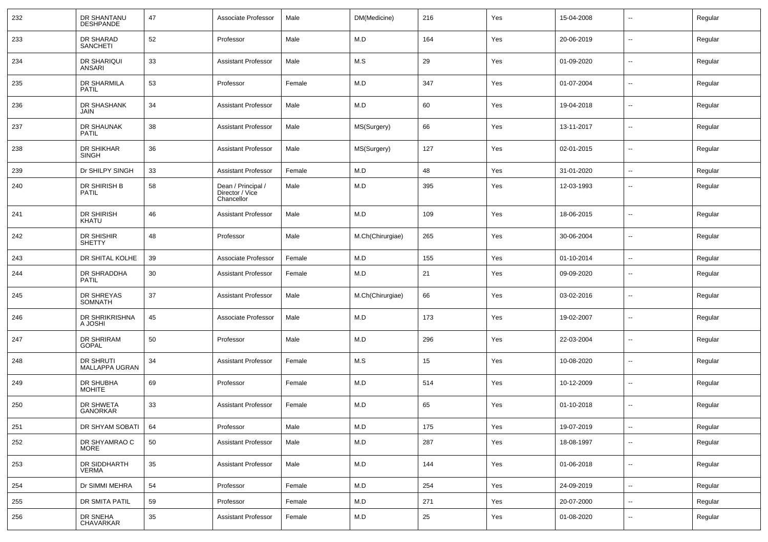| 232 | DR SHANTANU DESHPANDE | 47 | Associate Professor | Male | DM(Medicine) | 216 | Yes | 15-04-2008 | -- | Regular |
|---|---|---|---|---|---|---|---|---|---|---|
| 233 | DR SHARAD SANCHETI | 52 | Professor | Male | M.D | 164 | Yes | 20-06-2019 | -- | Regular |
| 234 | DR SHARIQUI ANSARI | 33 | Assistant Professor | Male | M.S | 29 | Yes | 01-09-2020 | -- | Regular |
| 235 | DR SHARMILA PATIL | 53 | Professor | Female | M.D | 347 | Yes | 01-07-2004 | -- | Regular |
| 236 | DR SHASHANK JAIN | 34 | Assistant Professor | Male | M.D | 60 | Yes | 19-04-2018 | -- | Regular |
| 237 | DR SHAUNAK PATIL | 38 | Assistant Professor | Male | MS(Surgery) | 66 | Yes | 13-11-2017 | -- | Regular |
| 238 | DR SHIKHAR SINGH | 36 | Assistant Professor | Male | MS(Surgery) | 127 | Yes | 02-01-2015 | -- | Regular |
| 239 | Dr SHILPY SINGH | 33 | Assistant Professor | Female | M.D | 48 | Yes | 31-01-2020 | -- | Regular |
| 240 | DR SHIRISH B PATIL | 58 | Dean / Principal / Director / Vice Chancellor | Male | M.D | 395 | Yes | 12-03-1993 | -- | Regular |
| 241 | DR SHIRISH KHATU | 46 | Assistant Professor | Male | M.D | 109 | Yes | 18-06-2015 | -- | Regular |
| 242 | DR SHISHIR SHETTY | 48 | Professor | Male | M.Ch(Chirurgiae) | 265 | Yes | 30-06-2004 | -- | Regular |
| 243 | DR SHITAL KOLHE | 39 | Associate Professor | Female | M.D | 155 | Yes | 01-10-2014 | -- | Regular |
| 244 | DR SHRADDHA PATIL | 30 | Assistant Professor | Female | M.D | 21 | Yes | 09-09-2020 | -- | Regular |
| 245 | DR SHREYAS SOMNATH | 37 | Assistant Professor | Male | M.Ch(Chirurgiae) | 66 | Yes | 03-02-2016 | -- | Regular |
| 246 | DR SHRIKRISHNA A JOSHI | 45 | Associate Professor | Male | M.D | 173 | Yes | 19-02-2007 | -- | Regular |
| 247 | DR SHRIRAM GOPAL | 50 | Professor | Male | M.D | 296 | Yes | 22-03-2004 | -- | Regular |
| 248 | DR SHRUTI MALLAPPA UGRAN | 34 | Assistant Professor | Female | M.S | 15 | Yes | 10-08-2020 | -- | Regular |
| 249 | DR SHUBHA MOHITE | 69 | Professor | Female | M.D | 514 | Yes | 10-12-2009 | -- | Regular |
| 250 | DR SHWETA GANORKAR | 33 | Assistant Professor | Female | M.D | 65 | Yes | 01-10-2018 | -- | Regular |
| 251 | DR SHYAM SOBATI | 64 | Professor | Male | M.D | 175 | Yes | 19-07-2019 | -- | Regular |
| 252 | DR SHYAMRAO C MORE | 50 | Assistant Professor | Male | M.D | 287 | Yes | 18-08-1997 | -- | Regular |
| 253 | DR SIDDHARTH VERMA | 35 | Assistant Professor | Male | M.D | 144 | Yes | 01-06-2018 | -- | Regular |
| 254 | Dr SIMMI MEHRA | 54 | Professor | Female | M.D | 254 | Yes | 24-09-2019 | -- | Regular |
| 255 | DR SMITA PATIL | 59 | Professor | Female | M.D | 271 | Yes | 20-07-2000 | -- | Regular |
| 256 | DR SNEHA CHAVARKAR | 35 | Assistant Professor | Female | M.D | 25 | Yes | 01-08-2020 | -- | Regular |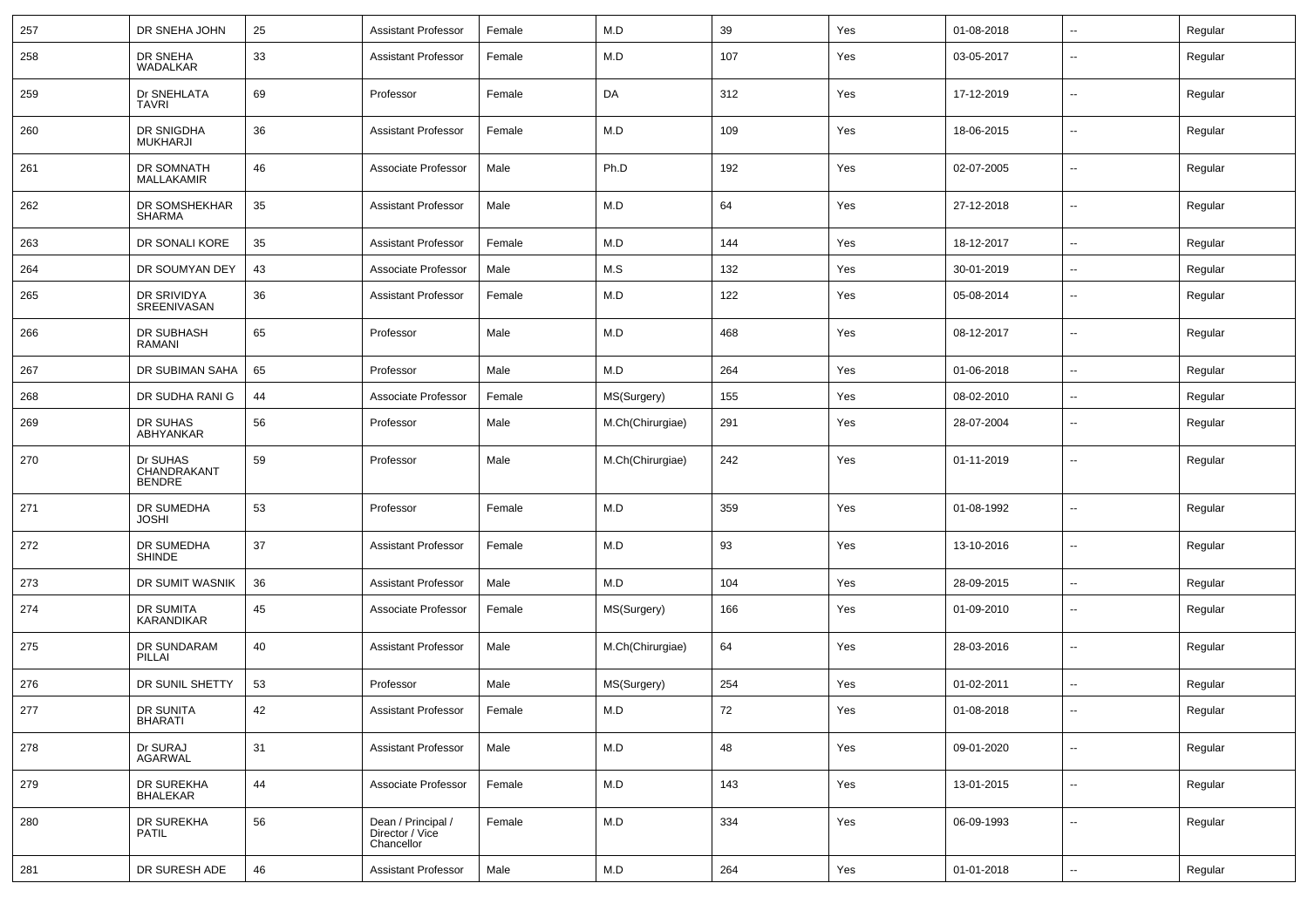| | | | | | | | | | | |
|---|---|---|---|---|---|---|---|---|---|---|
| 257 | DR SNEHA JOHN | 25 | Assistant Professor | Female | M.D | 39 | Yes | 01-08-2018 | -- | Regular |
| 258 | DR SNEHA WADALKAR | 33 | Assistant Professor | Female | M.D | 107 | Yes | 03-05-2017 | -- | Regular |
| 259 | Dr SNEHLATA TAVRI | 69 | Professor | Female | DA | 312 | Yes | 17-12-2019 | -- | Regular |
| 260 | DR SNIGDHA MUKHARJI | 36 | Assistant Professor | Female | M.D | 109 | Yes | 18-06-2015 | -- | Regular |
| 261 | DR SOMNATH MALLAKAMIR | 46 | Associate Professor | Male | Ph.D | 192 | Yes | 02-07-2005 | -- | Regular |
| 262 | DR SOMSHEKHAR SHARMA | 35 | Assistant Professor | Male | M.D | 64 | Yes | 27-12-2018 | -- | Regular |
| 263 | DR SONALI KORE | 35 | Assistant Professor | Female | M.D | 144 | Yes | 18-12-2017 | -- | Regular |
| 264 | DR SOUMYAN DEY | 43 | Associate Professor | Male | M.S | 132 | Yes | 30-01-2019 | -- | Regular |
| 265 | DR SRIVIDYA SREENIVASAN | 36 | Assistant Professor | Female | M.D | 122 | Yes | 05-08-2014 | -- | Regular |
| 266 | DR SUBHASH RAMANI | 65 | Professor | Male | M.D | 468 | Yes | 08-12-2017 | -- | Regular |
| 267 | DR SUBIMAN SAHA | 65 | Professor | Male | M.D | 264 | Yes | 01-06-2018 | -- | Regular |
| 268 | DR SUDHA RANI G | 44 | Associate Professor | Female | MS(Surgery) | 155 | Yes | 08-02-2010 | -- | Regular |
| 269 | DR SUHAS ABHYANKAR | 56 | Professor | Male | M.Ch(Chirurgiae) | 291 | Yes | 28-07-2004 | -- | Regular |
| 270 | Dr SUHAS CHANDRAKANT BENDRE | 59 | Professor | Male | M.Ch(Chirurgiae) | 242 | Yes | 01-11-2019 | -- | Regular |
| 271 | DR SUMEDHA JOSHI | 53 | Professor | Female | M.D | 359 | Yes | 01-08-1992 | -- | Regular |
| 272 | DR SUMEDHA SHINDE | 37 | Assistant Professor | Female | M.D | 93 | Yes | 13-10-2016 | -- | Regular |
| 273 | DR SUMIT WASNIK | 36 | Assistant Professor | Male | M.D | 104 | Yes | 28-09-2015 | -- | Regular |
| 274 | DR SUMITA KARANDIKAR | 45 | Associate Professor | Female | MS(Surgery) | 166 | Yes | 01-09-2010 | -- | Regular |
| 275 | DR SUNDARAM PILLAI | 40 | Assistant Professor | Male | M.Ch(Chirurgiae) | 64 | Yes | 28-03-2016 | -- | Regular |
| 276 | DR SUNIL SHETTY | 53 | Professor | Male | MS(Surgery) | 254 | Yes | 01-02-2011 | -- | Regular |
| 277 | DR SUNITA BHARATI | 42 | Assistant Professor | Female | M.D | 72 | Yes | 01-08-2018 | -- | Regular |
| 278 | Dr SURAJ AGARWAL | 31 | Assistant Professor | Male | M.D | 48 | Yes | 09-01-2020 | -- | Regular |
| 279 | DR SUREKHA BHALEKAR | 44 | Associate Professor | Female | M.D | 143 | Yes | 13-01-2015 | -- | Regular |
| 280 | DR SUREKHA PATIL | 56 | Dean / Principal / Director / Vice Chancellor | Female | M.D | 334 | Yes | 06-09-1993 | -- | Regular |
| 281 | DR SURESH ADE | 46 | Assistant Professor | Male | M.D | 264 | Yes | 01-01-2018 | -- | Regular |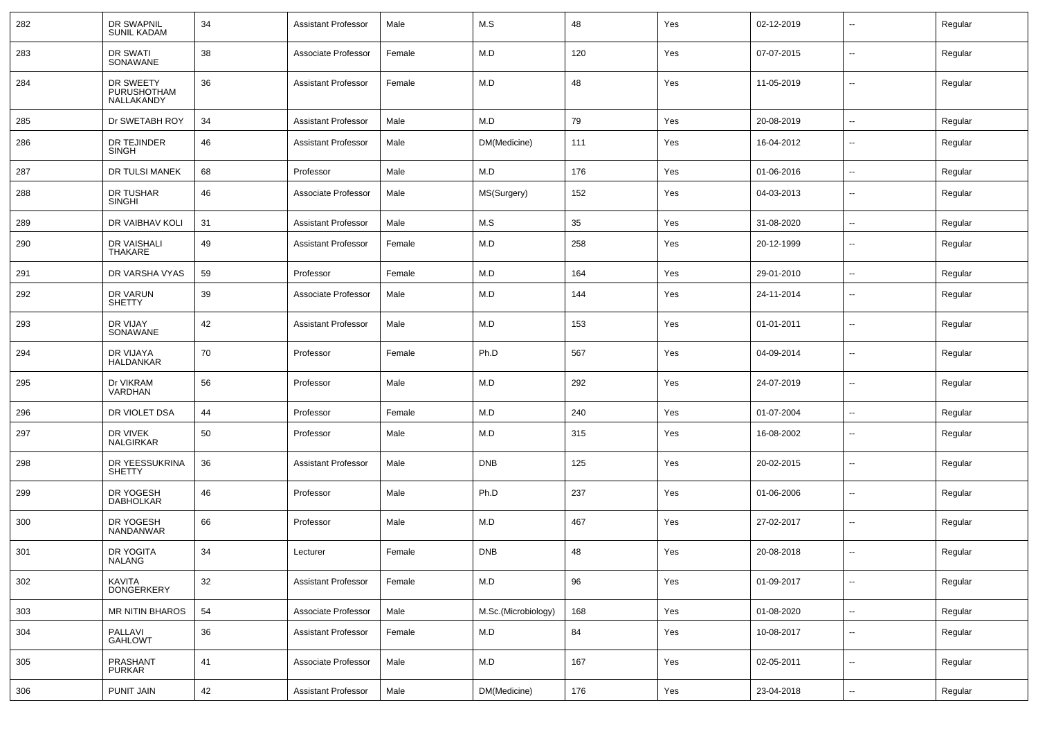| | | | | | | | | | | |
|---|---|---|---|---|---|---|---|---|---|---|
| 282 | DR SWAPNIL SUNIL KADAM | 34 | Assistant Professor | Male | M.S | 48 | Yes | 02-12-2019 | -- | Regular |
| 283 | DR SWATI SONAWANE | 38 | Associate Professor | Female | M.D | 120 | Yes | 07-07-2015 | -- | Regular |
| 284 | DR SWEETY PURUSHOTHAM NALLAKANDY | 36 | Assistant Professor | Female | M.D | 48 | Yes | 11-05-2019 | -- | Regular |
| 285 | Dr SWETABH ROY | 34 | Assistant Professor | Male | M.D | 79 | Yes | 20-08-2019 | -- | Regular |
| 286 | DR TEJINDER SINGH | 46 | Assistant Professor | Male | DM(Medicine) | 111 | Yes | 16-04-2012 | -- | Regular |
| 287 | DR TULSI MANEK | 68 | Professor | Male | M.D | 176 | Yes | 01-06-2016 | -- | Regular |
| 288 | DR TUSHAR SINGHI | 46 | Associate Professor | Male | MS(Surgery) | 152 | Yes | 04-03-2013 | -- | Regular |
| 289 | DR VAIBHAV KOLI | 31 | Assistant Professor | Male | M.S | 35 | Yes | 31-08-2020 | -- | Regular |
| 290 | DR VAISHALI THAKARE | 49 | Assistant Professor | Female | M.D | 258 | Yes | 20-12-1999 | -- | Regular |
| 291 | DR VARSHA VYAS | 59 | Professor | Female | M.D | 164 | Yes | 29-01-2010 | -- | Regular |
| 292 | DR VARUN SHETTY | 39 | Associate Professor | Male | M.D | 144 | Yes | 24-11-2014 | -- | Regular |
| 293 | DR VIJAY SONAWANE | 42 | Assistant Professor | Male | M.D | 153 | Yes | 01-01-2011 | -- | Regular |
| 294 | DR VIJAYA HALDANKAR | 70 | Professor | Female | Ph.D | 567 | Yes | 04-09-2014 | -- | Regular |
| 295 | Dr VIKRAM VARDHAN | 56 | Professor | Male | M.D | 292 | Yes | 24-07-2019 | -- | Regular |
| 296 | DR VIOLET DSA | 44 | Professor | Female | M.D | 240 | Yes | 01-07-2004 | -- | Regular |
| 297 | DR VIVEK NALGIRKAR | 50 | Professor | Male | M.D | 315 | Yes | 16-08-2002 | -- | Regular |
| 298 | DR YEESSUKRINA SHETTY | 36 | Assistant Professor | Male | DNB | 125 | Yes | 20-02-2015 | -- | Regular |
| 299 | DR YOGESH DABHOLKAR | 46 | Professor | Male | Ph.D | 237 | Yes | 01-06-2006 | -- | Regular |
| 300 | DR YOGESH NANDANWAR | 66 | Professor | Male | M.D | 467 | Yes | 27-02-2017 | -- | Regular |
| 301 | DR YOGITA NALANG | 34 | Lecturer | Female | DNB | 48 | Yes | 20-08-2018 | -- | Regular |
| 302 | KAVITA DONGERKERY | 32 | Assistant Professor | Female | M.D | 96 | Yes | 01-09-2017 | -- | Regular |
| 303 | MR NITIN BHAROS | 54 | Associate Professor | Male | M.Sc.(Microbiology) | 168 | Yes | 01-08-2020 | -- | Regular |
| 304 | PALLAVI GAHLOWT | 36 | Assistant Professor | Female | M.D | 84 | Yes | 10-08-2017 | -- | Regular |
| 305 | PRASHANT PURKAR | 41 | Associate Professor | Male | M.D | 167 | Yes | 02-05-2011 | -- | Regular |
| 306 | PUNIT JAIN | 42 | Assistant Professor | Male | DM(Medicine) | 176 | Yes | 23-04-2018 | -- | Regular |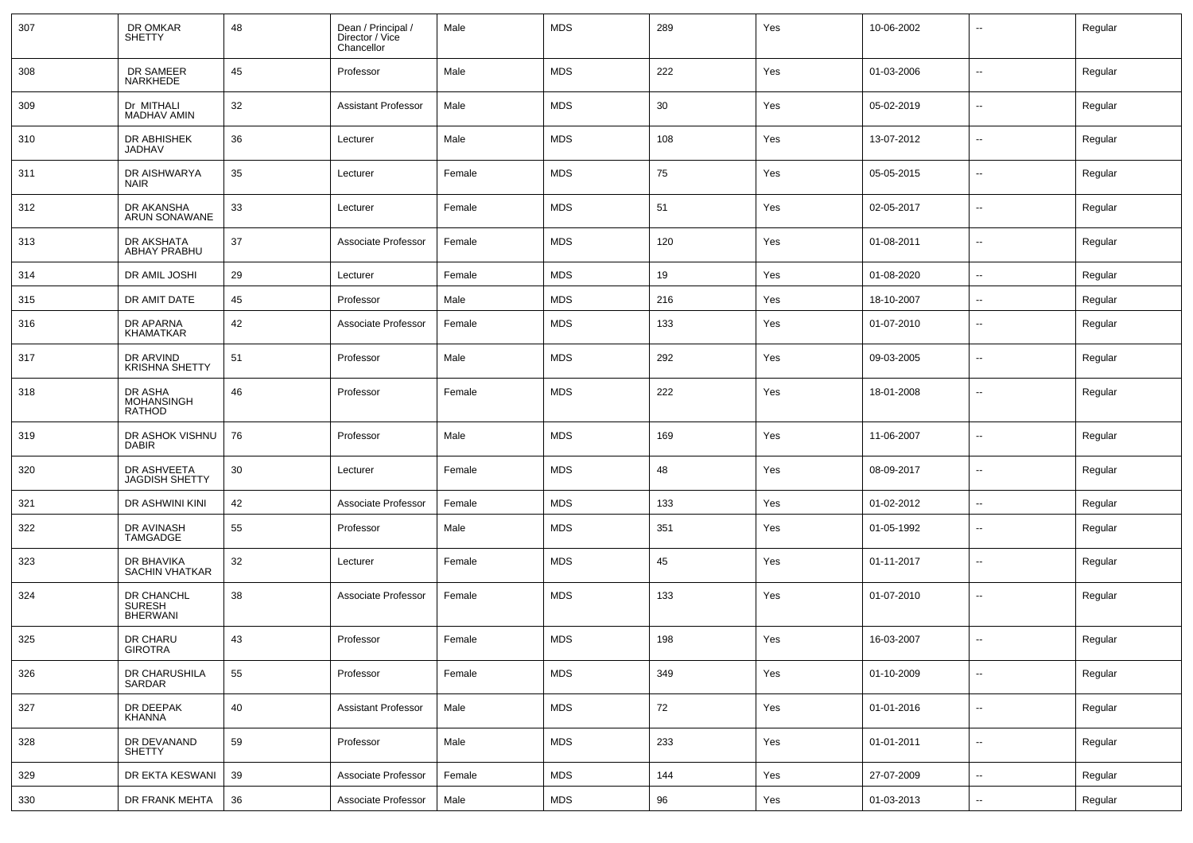| 307 | DR OMKAR SHETTY | 48 | Dean / Principal / Director / Vice Chancellor | Male | MDS | 289 | Yes | 10-06-2002 | -- | Regular |
|---|---|---|---|---|---|---|---|---|---|---|
| 308 | DR SAMEER NARKHEDE | 45 | Professor | Male | MDS | 222 | Yes | 01-03-2006 | -- | Regular |
| 309 | Dr MITHALI MADHAV AMIN | 32 | Assistant Professor | Male | MDS | 30 | Yes | 05-02-2019 | -- | Regular |
| 310 | DR ABHISHEK JADHAV | 36 | Lecturer | Male | MDS | 108 | Yes | 13-07-2012 | -- | Regular |
| 311 | DR AISHWARYA NAIR | 35 | Lecturer | Female | MDS | 75 | Yes | 05-05-2015 | -- | Regular |
| 312 | DR AKANSHA ARUN SONAWANE | 33 | Lecturer | Female | MDS | 51 | Yes | 02-05-2017 | -- | Regular |
| 313 | DR AKSHATA ABHAY PRABHU | 37 | Associate Professor | Female | MDS | 120 | Yes | 01-08-2011 | -- | Regular |
| 314 | DR AMIL JOSHI | 29 | Lecturer | Female | MDS | 19 | Yes | 01-08-2020 | -- | Regular |
| 315 | DR AMIT DATE | 45 | Professor | Male | MDS | 216 | Yes | 18-10-2007 | -- | Regular |
| 316 | DR APARNA KHAMATKAR | 42 | Associate Professor | Female | MDS | 133 | Yes | 01-07-2010 | -- | Regular |
| 317 | DR ARVIND KRISHNA SHETTY | 51 | Professor | Male | MDS | 292 | Yes | 09-03-2005 | -- | Regular |
| 318 | DR ASHA MOHANSINGH RATHOD | 46 | Professor | Female | MDS | 222 | Yes | 18-01-2008 | -- | Regular |
| 319 | DR ASHOK VISHNU DABIR | 76 | Professor | Male | MDS | 169 | Yes | 11-06-2007 | -- | Regular |
| 320 | DR ASHVEETA JAGDISH SHETTY | 30 | Lecturer | Female | MDS | 48 | Yes | 08-09-2017 | -- | Regular |
| 321 | DR ASHWINI KINI | 42 | Associate Professor | Female | MDS | 133 | Yes | 01-02-2012 | -- | Regular |
| 322 | DR AVINASH TAMGADGE | 55 | Professor | Male | MDS | 351 | Yes | 01-05-1992 | -- | Regular |
| 323 | DR BHAVIKA SACHIN VHATKAR | 32 | Lecturer | Female | MDS | 45 | Yes | 01-11-2017 | -- | Regular |
| 324 | DR CHANCHL SURESH BHERWANI | 38 | Associate Professor | Female | MDS | 133 | Yes | 01-07-2010 | -- | Regular |
| 325 | DR CHARU GIROTRA | 43 | Professor | Female | MDS | 198 | Yes | 16-03-2007 | -- | Regular |
| 326 | DR CHARUSHILA SARDAR | 55 | Professor | Female | MDS | 349 | Yes | 01-10-2009 | -- | Regular |
| 327 | DR DEEPAK KHANNA | 40 | Assistant Professor | Male | MDS | 72 | Yes | 01-01-2016 | -- | Regular |
| 328 | DR DEVANAND SHETTY | 59 | Professor | Male | MDS | 233 | Yes | 01-01-2011 | -- | Regular |
| 329 | DR EKTA KESWANI | 39 | Associate Professor | Female | MDS | 144 | Yes | 27-07-2009 | -- | Regular |
| 330 | DR FRANK MEHTA | 36 | Associate Professor | Male | MDS | 96 | Yes | 01-03-2013 | -- | Regular |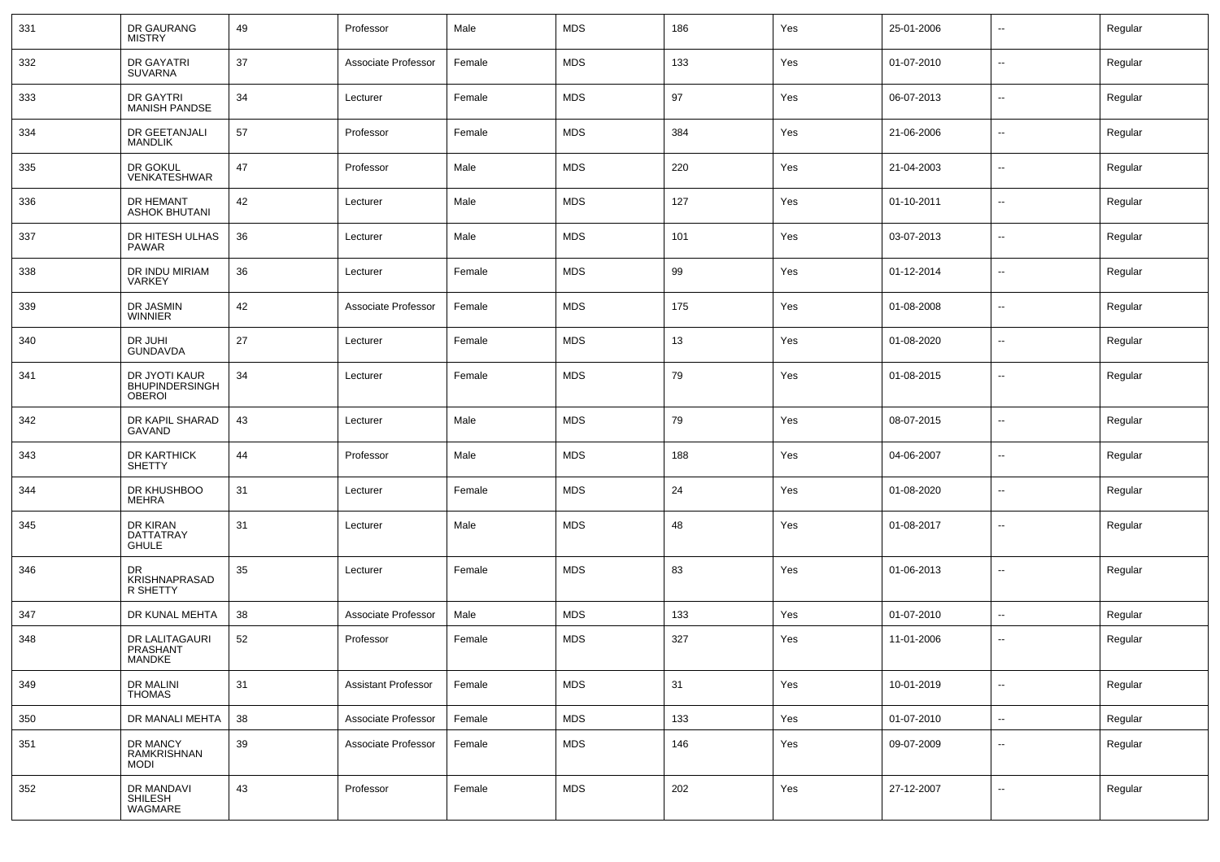| 331 | DR GAURANG MISTRY | 49 | Professor | Male | MDS | 186 | Yes | 25-01-2006 | -- | Regular |
|---|---|---|---|---|---|---|---|---|---|---|
| 332 | DR GAYATRI SUVARNA | 37 | Associate Professor | Female | MDS | 133 | Yes | 01-07-2010 | -- | Regular |
| 333 | DR GAYTRI MANISH PANDSE | 34 | Lecturer | Female | MDS | 97 | Yes | 06-07-2013 | -- | Regular |
| 334 | DR GEETANJALI MANDLIK | 57 | Professor | Female | MDS | 384 | Yes | 21-06-2006 | -- | Regular |
| 335 | DR GOKUL VENKATESHWAR | 47 | Professor | Male | MDS | 220 | Yes | 21-04-2003 | -- | Regular |
| 336 | DR HEMANT ASHOK BHUTANI | 42 | Lecturer | Male | MDS | 127 | Yes | 01-10-2011 | -- | Regular |
| 337 | DR HITESH ULHAS PAWAR | 36 | Lecturer | Male | MDS | 101 | Yes | 03-07-2013 | -- | Regular |
| 338 | DR INDU MIRIAM VARKEY | 36 | Lecturer | Female | MDS | 99 | Yes | 01-12-2014 | -- | Regular |
| 339 | DR JASMIN WINNIER | 42 | Associate Professor | Female | MDS | 175 | Yes | 01-08-2008 | -- | Regular |
| 340 | DR JUHI GUNDAVDA | 27 | Lecturer | Female | MDS | 13 | Yes | 01-08-2020 | -- | Regular |
| 341 | DR JYOTI KAUR BHUPINDERSINGH OBEROI | 34 | Lecturer | Female | MDS | 79 | Yes | 01-08-2015 | -- | Regular |
| 342 | DR KAPIL SHARAD GAVAND | 43 | Lecturer | Male | MDS | 79 | Yes | 08-07-2015 | -- | Regular |
| 343 | DR KARTHICK SHETTY | 44 | Professor | Male | MDS | 188 | Yes | 04-06-2007 | -- | Regular |
| 344 | DR KHUSHBOO MEHRA | 31 | Lecturer | Female | MDS | 24 | Yes | 01-08-2020 | -- | Regular |
| 345 | DR KIRAN DATTATRAY GHULE | 31 | Lecturer | Male | MDS | 48 | Yes | 01-08-2017 | -- | Regular |
| 346 | DR KRISHNAPRASAD R SHETTY | 35 | Lecturer | Female | MDS | 83 | Yes | 01-06-2013 | -- | Regular |
| 347 | DR KUNAL MEHTA | 38 | Associate Professor | Male | MDS | 133 | Yes | 01-07-2010 | -- | Regular |
| 348 | DR LALITAGAURI PRASHANT MANDKE | 52 | Professor | Female | MDS | 327 | Yes | 11-01-2006 | -- | Regular |
| 349 | DR MALINI THOMAS | 31 | Assistant Professor | Female | MDS | 31 | Yes | 10-01-2019 | -- | Regular |
| 350 | DR MANALI MEHTA | 38 | Associate Professor | Female | MDS | 133 | Yes | 01-07-2010 | -- | Regular |
| 351 | DR MANCY RAMKRISHNAN MODI | 39 | Associate Professor | Female | MDS | 146 | Yes | 09-07-2009 | -- | Regular |
| 352 | DR MANDAVI SHILESH WAGMARE | 43 | Professor | Female | MDS | 202 | Yes | 27-12-2007 | -- | Regular |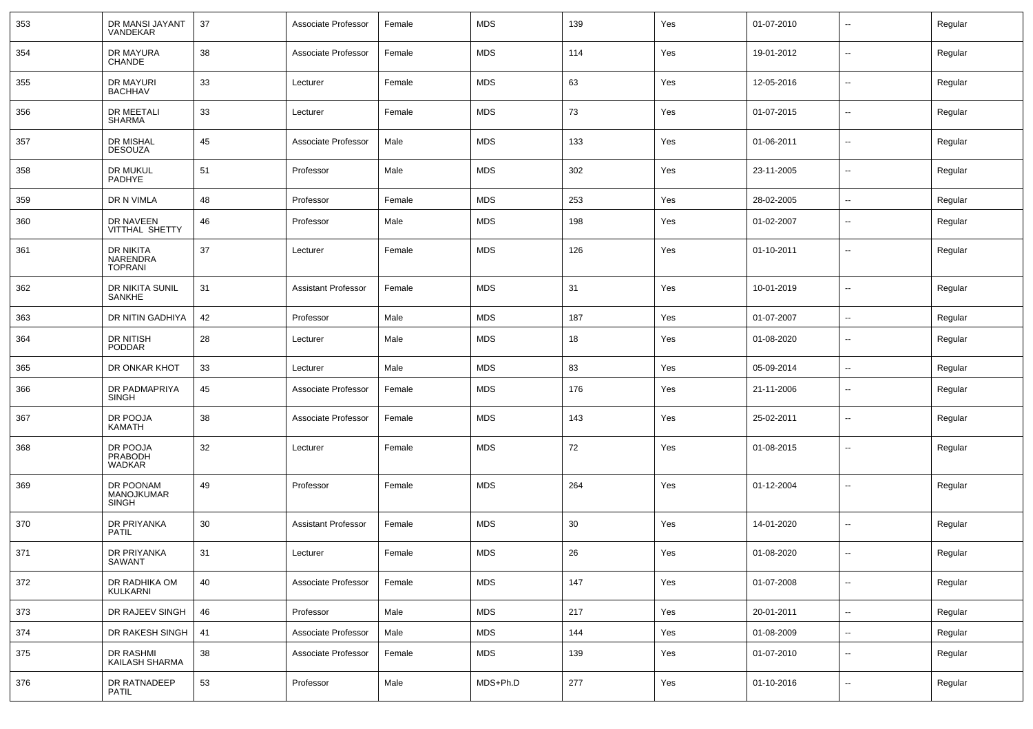| 353 | DR MANSI JAYANT VANDEKAR | 37 | Associate Professor | Female | MDS | 139 | Yes | 01-07-2010 | -- | Regular |
|---|---|---|---|---|---|---|---|---|---|---|
| 354 | DR MAYURA CHANDE | 38 | Associate Professor | Female | MDS | 114 | Yes | 19-01-2012 | -- | Regular |
| 355 | DR MAYURI BACHHAV | 33 | Lecturer | Female | MDS | 63 | Yes | 12-05-2016 | -- | Regular |
| 356 | DR MEETALI SHARMA | 33 | Lecturer | Female | MDS | 73 | Yes | 01-07-2015 | -- | Regular |
| 357 | DR MISHAL DESOUZA | 45 | Associate Professor | Male | MDS | 133 | Yes | 01-06-2011 | -- | Regular |
| 358 | DR MUKUL PADHYE | 51 | Professor | Male | MDS | 302 | Yes | 23-11-2005 | -- | Regular |
| 359 | DR N VIMLA | 48 | Professor | Female | MDS | 253 | Yes | 28-02-2005 | -- | Regular |
| 360 | DR NAVEEN VITTHAL SHETTY | 46 | Professor | Male | MDS | 198 | Yes | 01-02-2007 | -- | Regular |
| 361 | DR NIKITA NARENDRA TOPRANI | 37 | Lecturer | Female | MDS | 126 | Yes | 01-10-2011 | -- | Regular |
| 362 | DR NIKITA SUNIL SANKHE | 31 | Assistant Professor | Female | MDS | 31 | Yes | 10-01-2019 | -- | Regular |
| 363 | DR NITIN GADHIYA | 42 | Professor | Male | MDS | 187 | Yes | 01-07-2007 | -- | Regular |
| 364 | DR NITISH PODDAR | 28 | Lecturer | Male | MDS | 18 | Yes | 01-08-2020 | -- | Regular |
| 365 | DR ONKAR KHOT | 33 | Lecturer | Male | MDS | 83 | Yes | 05-09-2014 | -- | Regular |
| 366 | DR PADMAPRIYA SINGH | 45 | Associate Professor | Female | MDS | 176 | Yes | 21-11-2006 | -- | Regular |
| 367 | DR POOJA KAMATH | 38 | Associate Professor | Female | MDS | 143 | Yes | 25-02-2011 | -- | Regular |
| 368 | DR POOJA PRABODH WADKAR | 32 | Lecturer | Female | MDS | 72 | Yes | 01-08-2015 | -- | Regular |
| 369 | DR POONAM MANOJKUMAR SINGH | 49 | Professor | Female | MDS | 264 | Yes | 01-12-2004 | -- | Regular |
| 370 | DR PRIYANKA PATIL | 30 | Assistant Professor | Female | MDS | 30 | Yes | 14-01-2020 | -- | Regular |
| 371 | DR PRIYANKA SAWANT | 31 | Lecturer | Female | MDS | 26 | Yes | 01-08-2020 | -- | Regular |
| 372 | DR RADHIKA OM KULKARNI | 40 | Associate Professor | Female | MDS | 147 | Yes | 01-07-2008 | -- | Regular |
| 373 | DR RAJEEV SINGH | 46 | Professor | Male | MDS | 217 | Yes | 20-01-2011 | -- | Regular |
| 374 | DR RAKESH SINGH | 41 | Associate Professor | Male | MDS | 144 | Yes | 01-08-2009 | -- | Regular |
| 375 | DR RASHMI KAILASH SHARMA | 38 | Associate Professor | Female | MDS | 139 | Yes | 01-07-2010 | -- | Regular |
| 376 | DR RATNADEEP PATIL | 53 | Professor | Male | MDS+Ph.D | 277 | Yes | 01-10-2016 | -- | Regular |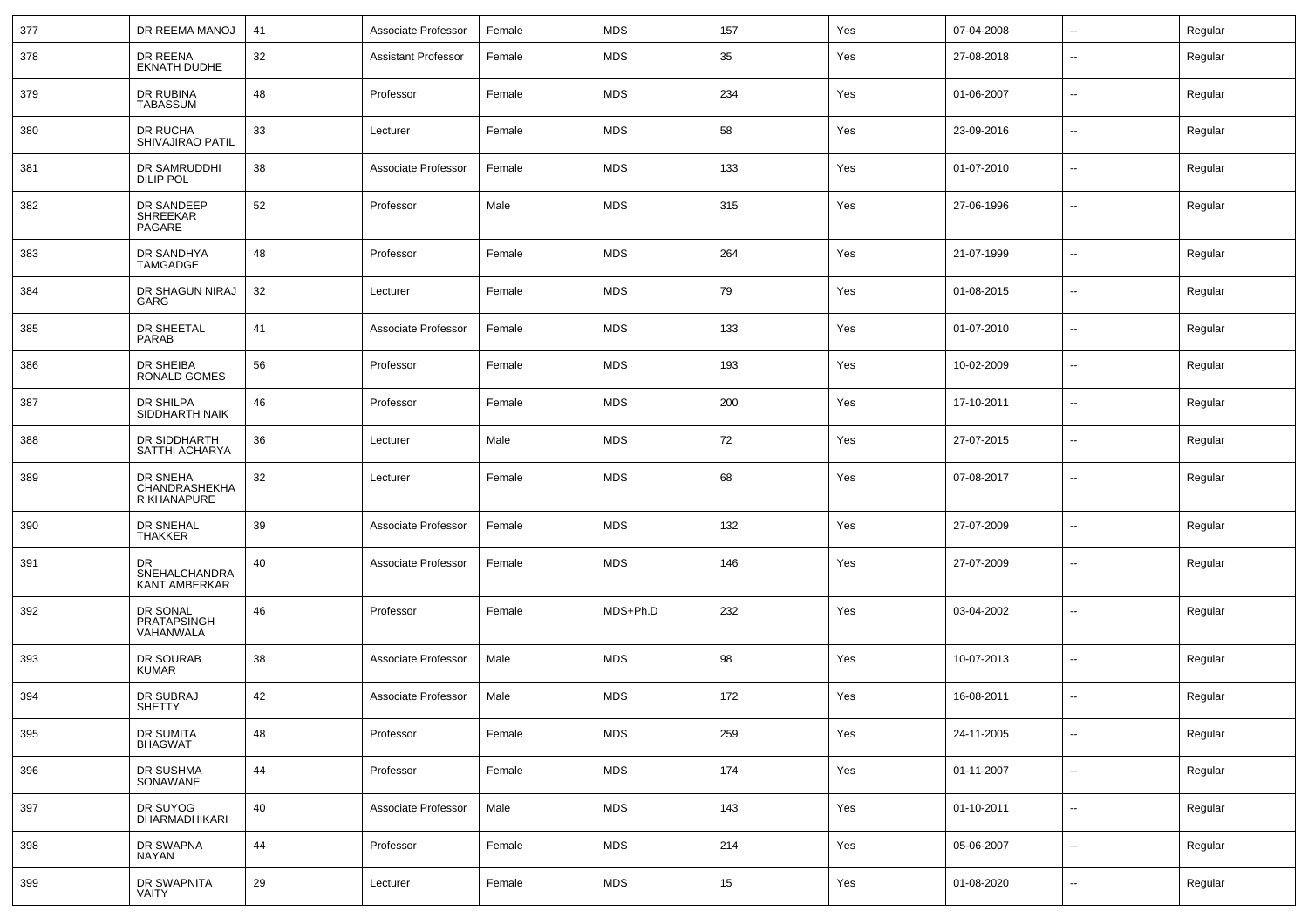| 377 | DR REEMA MANOJ | 41 | Associate Professor | Female | MDS | 157 | Yes | 07-04-2008 | -- | Regular |
|---|---|---|---|---|---|---|---|---|---|---|
| 378 | DR REENA EKNATH DUDHE | 32 | Assistant Professor | Female | MDS | 35 | Yes | 27-08-2018 | -- | Regular |
| 379 | DR RUBINA TABASSUM | 48 | Professor | Female | MDS | 234 | Yes | 01-06-2007 | -- | Regular |
| 380 | DR RUCHA SHIVAJIRAO PATIL | 33 | Lecturer | Female | MDS | 58 | Yes | 23-09-2016 | -- | Regular |
| 381 | DR SAMRUDDHI DILIP POL | 38 | Associate Professor | Female | MDS | 133 | Yes | 01-07-2010 | -- | Regular |
| 382 | DR SANDEEP SHREEKAR PAGARE | 52 | Professor | Male | MDS | 315 | Yes | 27-06-1996 | -- | Regular |
| 383 | DR SANDHYA TAMGADGE | 48 | Professor | Female | MDS | 264 | Yes | 21-07-1999 | -- | Regular |
| 384 | DR SHAGUN NIRAJ GARG | 32 | Lecturer | Female | MDS | 79 | Yes | 01-08-2015 | -- | Regular |
| 385 | DR SHEETAL PARAB | 41 | Associate Professor | Female | MDS | 133 | Yes | 01-07-2010 | -- | Regular |
| 386 | DR SHEIBA RONALD GOMES | 56 | Professor | Female | MDS | 193 | Yes | 10-02-2009 | -- | Regular |
| 387 | DR SHILPA SIDDHARTH NAIK | 46 | Professor | Female | MDS | 200 | Yes | 17-10-2011 | -- | Regular |
| 388 | DR SIDDHARTH SATTHI ACHARYA | 36 | Lecturer | Male | MDS | 72 | Yes | 27-07-2015 | -- | Regular |
| 389 | DR SNEHA CHANDRASHEKHAR KHANAPURE | 32 | Lecturer | Female | MDS | 68 | Yes | 07-08-2017 | -- | Regular |
| 390 | DR SNEHAL THAKKER | 39 | Associate Professor | Female | MDS | 132 | Yes | 27-07-2009 | -- | Regular |
| 391 | DR SNEHALCHANDRAKANT AMBERKAR | 40 | Associate Professor | Female | MDS | 146 | Yes | 27-07-2009 | -- | Regular |
| 392 | DR SONAL PRATAPSINGH VAHANWALA | 46 | Professor | Female | MDS+Ph.D | 232 | Yes | 03-04-2002 | -- | Regular |
| 393 | DR SOURAB KUMAR | 38 | Associate Professor | Male | MDS | 98 | Yes | 10-07-2013 | -- | Regular |
| 394 | DR SUBRAJ SHETTY | 42 | Associate Professor | Male | MDS | 172 | Yes | 16-08-2011 | -- | Regular |
| 395 | DR SUMITA BHAGWAT | 48 | Professor | Female | MDS | 259 | Yes | 24-11-2005 | -- | Regular |
| 396 | DR SUSHMA SONAWANE | 44 | Professor | Female | MDS | 174 | Yes | 01-11-2007 | -- | Regular |
| 397 | DR SUYOG DHARMADHIKARI | 40 | Associate Professor | Male | MDS | 143 | Yes | 01-10-2011 | -- | Regular |
| 398 | DR SWAPNA NAYAN | 44 | Professor | Female | MDS | 214 | Yes | 05-06-2007 | -- | Regular |
| 399 | DR SWAPNITA VAITY | 29 | Lecturer | Female | MDS | 15 | Yes | 01-08-2020 | -- | Regular |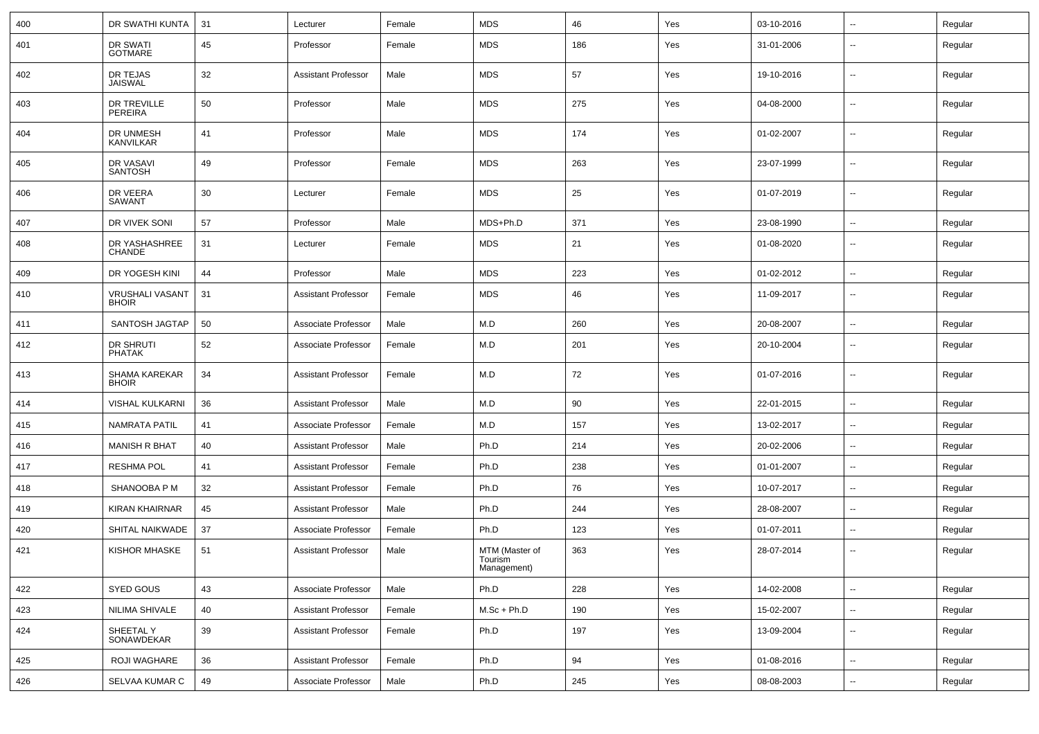| 400 | DR SWATHI KUNTA | 31 | Lecturer | Female | MDS | 46 | Yes | 03-10-2016 | -- | Regular |
|---|---|---|---|---|---|---|---|---|---|---|
| 401 | DR SWATI GOTMARE | 45 | Professor | Female | MDS | 186 | Yes | 31-01-2006 | -- | Regular |
| 402 | DR TEJAS JAISWAL | 32 | Assistant Professor | Male | MDS | 57 | Yes | 19-10-2016 | -- | Regular |
| 403 | DR TREVILLE PEREIRA | 50 | Professor | Male | MDS | 275 | Yes | 04-08-2000 | -- | Regular |
| 404 | DR UNMESH KANVILKAR | 41 | Professor | Male | MDS | 174 | Yes | 01-02-2007 | -- | Regular |
| 405 | DR VASAVI SANTOSH | 49 | Professor | Female | MDS | 263 | Yes | 23-07-1999 | -- | Regular |
| 406 | DR VEERA SAWANT | 30 | Lecturer | Female | MDS | 25 | Yes | 01-07-2019 | -- | Regular |
| 407 | DR VIVEK SONI | 57 | Professor | Male | MDS+Ph.D | 371 | Yes | 23-08-1990 | -- | Regular |
| 408 | DR YASHASHREE CHANDE | 31 | Lecturer | Female | MDS | 21 | Yes | 01-08-2020 | -- | Regular |
| 409 | DR YOGESH KINI | 44 | Professor | Male | MDS | 223 | Yes | 01-02-2012 | -- | Regular |
| 410 | VRUSHALI VASANT BHOIR | 31 | Assistant Professor | Female | MDS | 46 | Yes | 11-09-2017 | -- | Regular |
| 411 | SANTOSH JAGTAP | 50 | Associate Professor | Male | M.D | 260 | Yes | 20-08-2007 | -- | Regular |
| 412 | DR SHRUTI PHATAK | 52 | Associate Professor | Female | M.D | 201 | Yes | 20-10-2004 | -- | Regular |
| 413 | SHAMA KAREKAR BHOIR | 34 | Assistant Professor | Female | M.D | 72 | Yes | 01-07-2016 | -- | Regular |
| 414 | VISHAL KULKARNI | 36 | Assistant Professor | Male | M.D | 90 | Yes | 22-01-2015 | -- | Regular |
| 415 | NAMRATA PATIL | 41 | Associate Professor | Female | M.D | 157 | Yes | 13-02-2017 | -- | Regular |
| 416 | MANISH R BHAT | 40 | Assistant Professor | Male | Ph.D | 214 | Yes | 20-02-2006 | -- | Regular |
| 417 | RESHMA POL | 41 | Assistant Professor | Female | Ph.D | 238 | Yes | 01-01-2007 | -- | Regular |
| 418 | SHANOOBA P M | 32 | Assistant Professor | Female | Ph.D | 76 | Yes | 10-07-2017 | -- | Regular |
| 419 | KIRAN KHAIRNAR | 45 | Assistant Professor | Male | Ph.D | 244 | Yes | 28-08-2007 | -- | Regular |
| 420 | SHITAL NAIKWADE | 37 | Associate Professor | Female | Ph.D | 123 | Yes | 01-07-2011 | -- | Regular |
| 421 | KISHOR MHASKE | 51 | Assistant Professor | Male | MTM (Master of Tourism Management) | 363 | Yes | 28-07-2014 | -- | Regular |
| 422 | SYED GOUS | 43 | Associate Professor | Male | Ph.D | 228 | Yes | 14-02-2008 | -- | Regular |
| 423 | NILIMA SHIVALE | 40 | Assistant Professor | Female | M.Sc + Ph.D | 190 | Yes | 15-02-2007 | -- | Regular |
| 424 | SHEETAL Y SONAWDEKAR | 39 | Assistant Professor | Female | Ph.D | 197 | Yes | 13-09-2004 | -- | Regular |
| 425 | ROJI WAGHARE | 36 | Assistant Professor | Female | Ph.D | 94 | Yes | 01-08-2016 | -- | Regular |
| 426 | SELVAA KUMAR C | 49 | Associate Professor | Male | Ph.D | 245 | Yes | 08-08-2003 | -- | Regular |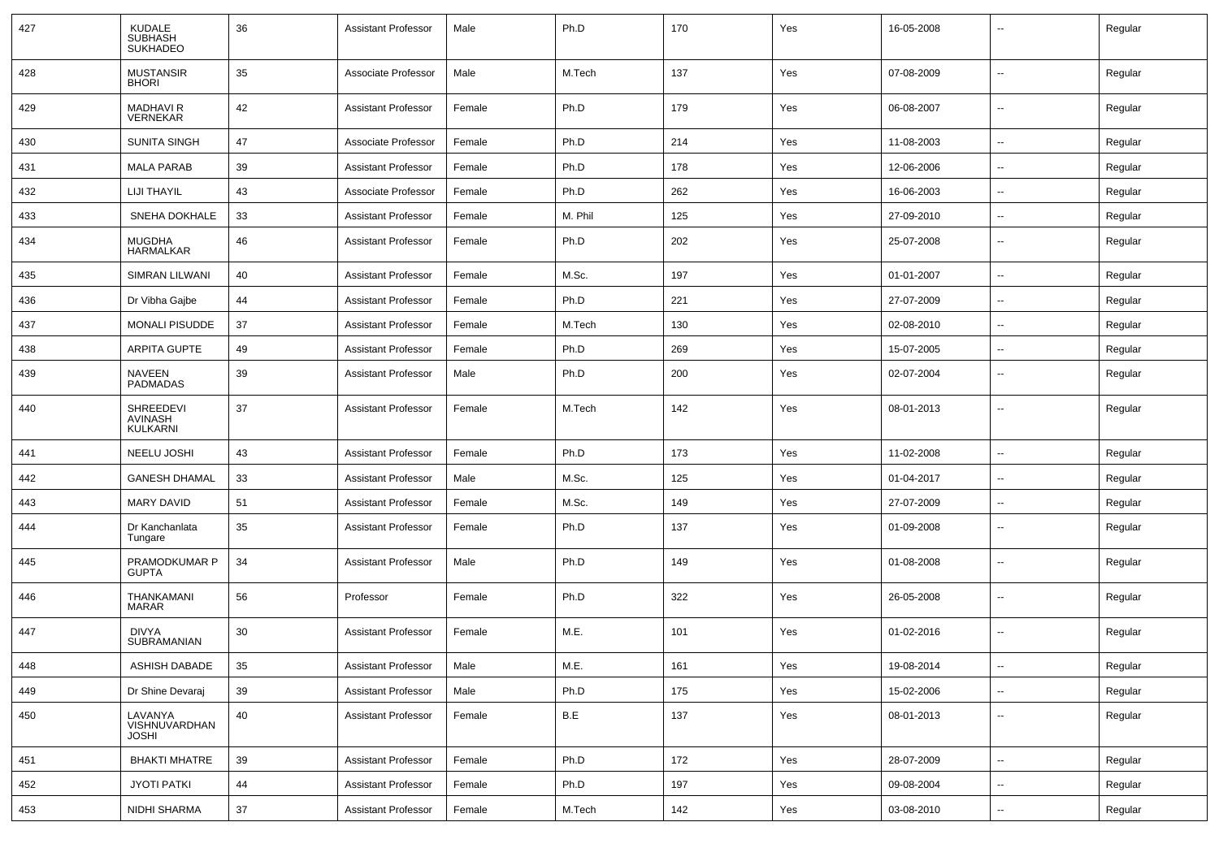| 427 | KUDALE SUBHASH SUKHADEO | 36 | Assistant Professor | Male | Ph.D | 170 | Yes | 16-05-2008 | -- | Regular |
|---|---|---|---|---|---|---|---|---|---|---|
| 428 | MUSTANSIR BHORI | 35 | Associate Professor | Male | M.Tech | 137 | Yes | 07-08-2009 | -- | Regular |
| 429 | MADHAVI R VERNEKAR | 42 | Assistant Professor | Female | Ph.D | 179 | Yes | 06-08-2007 | -- | Regular |
| 430 | SUNITA SINGH | 47 | Associate Professor | Female | Ph.D | 214 | Yes | 11-08-2003 | -- | Regular |
| 431 | MALA PARAB | 39 | Assistant Professor | Female | Ph.D | 178 | Yes | 12-06-2006 | -- | Regular |
| 432 | LIJI THAYIL | 43 | Associate Professor | Female | Ph.D | 262 | Yes | 16-06-2003 | -- | Regular |
| 433 | SNEHA DOKHALE | 33 | Assistant Professor | Female | M. Phil | 125 | Yes | 27-09-2010 | -- | Regular |
| 434 | MUGDHA HARMALKAR | 46 | Assistant Professor | Female | Ph.D | 202 | Yes | 25-07-2008 | -- | Regular |
| 435 | SIMRAN LILWANI | 40 | Assistant Professor | Female | M.Sc. | 197 | Yes | 01-01-2007 | -- | Regular |
| 436 | Dr Vibha Gajbe | 44 | Assistant Professor | Female | Ph.D | 221 | Yes | 27-07-2009 | -- | Regular |
| 437 | MONALI PISUDDE | 37 | Assistant Professor | Female | M.Tech | 130 | Yes | 02-08-2010 | -- | Regular |
| 438 | ARPITA GUPTE | 49 | Assistant Professor | Female | Ph.D | 269 | Yes | 15-07-2005 | -- | Regular |
| 439 | NAVEEN PADMADAS | 39 | Assistant Professor | Male | Ph.D | 200 | Yes | 02-07-2004 | -- | Regular |
| 440 | SHREEDEVI AVINASH KULKARNI | 37 | Assistant Professor | Female | M.Tech | 142 | Yes | 08-01-2013 | -- | Regular |
| 441 | NEELU JOSHI | 43 | Assistant Professor | Female | Ph.D | 173 | Yes | 11-02-2008 | -- | Regular |
| 442 | GANESH DHAMAL | 33 | Assistant Professor | Male | M.Sc. | 125 | Yes | 01-04-2017 | -- | Regular |
| 443 | MARY DAVID | 51 | Assistant Professor | Female | M.Sc. | 149 | Yes | 27-07-2009 | -- | Regular |
| 444 | Dr Kanchanlata Tungare | 35 | Assistant Professor | Female | Ph.D | 137 | Yes | 01-09-2008 | -- | Regular |
| 445 | PRAMODKUMAR P GUPTA | 34 | Assistant Professor | Male | Ph.D | 149 | Yes | 01-08-2008 | -- | Regular |
| 446 | THANKAMANI MARAR | 56 | Professor | Female | Ph.D | 322 | Yes | 26-05-2008 | -- | Regular |
| 447 | DIVYA SUBRAMANIAN | 30 | Assistant Professor | Female | M.E. | 101 | Yes | 01-02-2016 | -- | Regular |
| 448 | ASHISH DABADE | 35 | Assistant Professor | Male | M.E. | 161 | Yes | 19-08-2014 | -- | Regular |
| 449 | Dr Shine Devaraj | 39 | Assistant Professor | Male | Ph.D | 175 | Yes | 15-02-2006 | -- | Regular |
| 450 | LAVANYA VISHNUVARDHAN JOSHI | 40 | Assistant Professor | Female | B.E | 137 | Yes | 08-01-2013 | -- | Regular |
| 451 | BHAKTI MHATRE | 39 | Assistant Professor | Female | Ph.D | 172 | Yes | 28-07-2009 | -- | Regular |
| 452 | JYOTI PATKI | 44 | Assistant Professor | Female | Ph.D | 197 | Yes | 09-08-2004 | -- | Regular |
| 453 | NIDHI SHARMA | 37 | Assistant Professor | Female | M.Tech | 142 | Yes | 03-08-2010 | -- | Regular |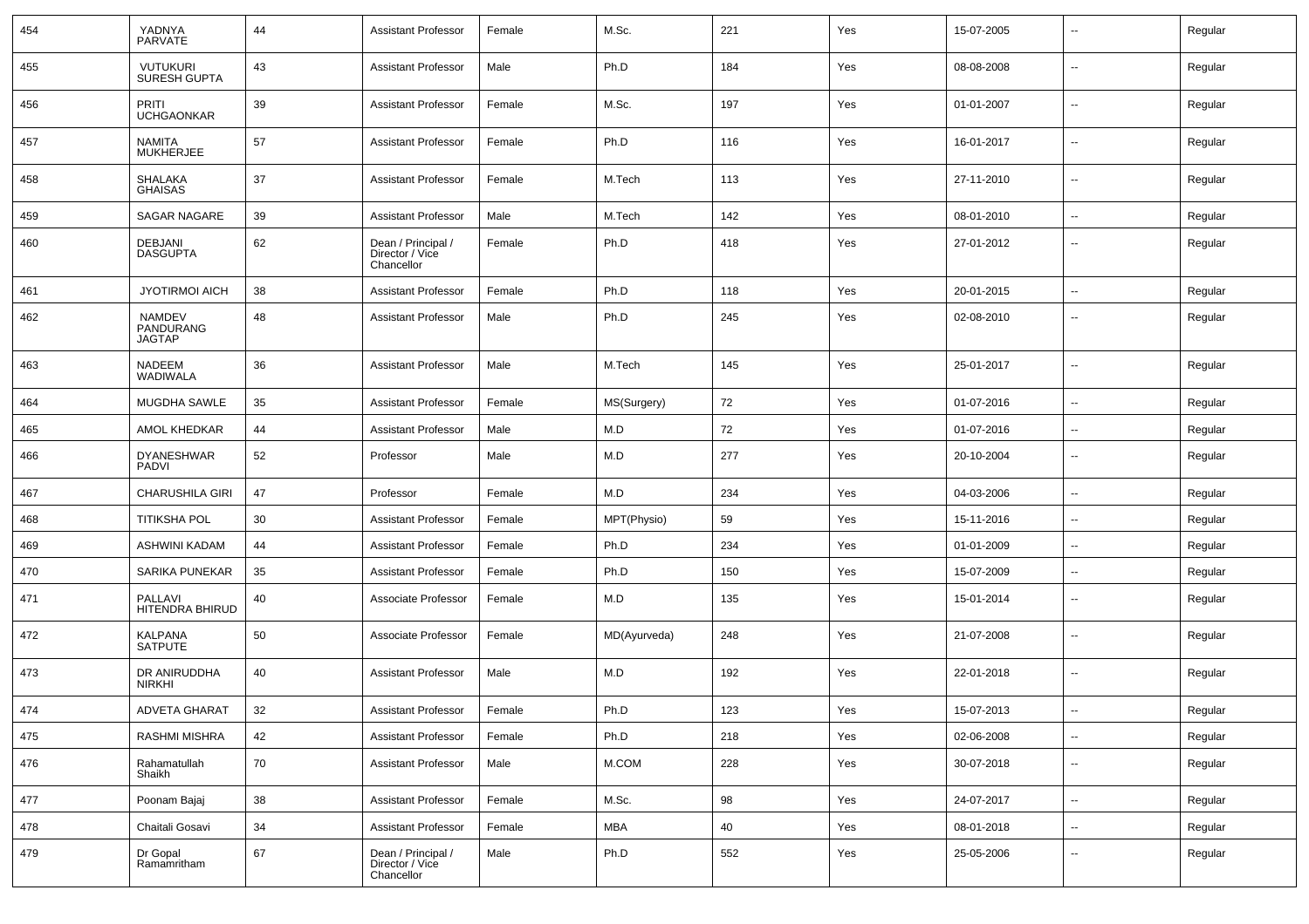| 454 | YADNYA PARVATE | 44 | Assistant Professor | Female | M.Sc. | 221 | Yes | 15-07-2005 | -- | Regular |
|---|---|---|---|---|---|---|---|---|---|---|
| 455 | VUTUKURI SURESH GUPTA | 43 | Assistant Professor | Male | Ph.D | 184 | Yes | 08-08-2008 | -- | Regular |
| 456 | PRITI UCHGAONKAR | 39 | Assistant Professor | Female | M.Sc. | 197 | Yes | 01-01-2007 | -- | Regular |
| 457 | NAMITA MUKHERJEE | 57 | Assistant Professor | Female | Ph.D | 116 | Yes | 16-01-2017 | -- | Regular |
| 458 | SHALAKA GHAISAS | 37 | Assistant Professor | Female | M.Tech | 113 | Yes | 27-11-2010 | -- | Regular |
| 459 | SAGAR NAGARE | 39 | Assistant Professor | Male | M.Tech | 142 | Yes | 08-01-2010 | -- | Regular |
| 460 | DEBJANI DASGUPTA | 62 | Dean / Principal / Director / Vice Chancellor | Female | Ph.D | 418 | Yes | 27-01-2012 | -- | Regular |
| 461 | JYOTIRMOI AICH | 38 | Assistant Professor | Female | Ph.D | 118 | Yes | 20-01-2015 | -- | Regular |
| 462 | NAMDEV PANDURANG JAGTAP | 48 | Assistant Professor | Male | Ph.D | 245 | Yes | 02-08-2010 | -- | Regular |
| 463 | NADEEM WADIWALA | 36 | Assistant Professor | Male | M.Tech | 145 | Yes | 25-01-2017 | -- | Regular |
| 464 | MUGDHA SAWLE | 35 | Assistant Professor | Female | MS(Surgery) | 72 | Yes | 01-07-2016 | -- | Regular |
| 465 | AMOL KHEDKAR | 44 | Assistant Professor | Male | M.D | 72 | Yes | 01-07-2016 | -- | Regular |
| 466 | DYANESHWAR PADVI | 52 | Professor | Male | M.D | 277 | Yes | 20-10-2004 | -- | Regular |
| 467 | CHARUSHILA GIRI | 47 | Professor | Female | M.D | 234 | Yes | 04-03-2006 | -- | Regular |
| 468 | TITIKSHA POL | 30 | Assistant Professor | Female | MPT(Physio) | 59 | Yes | 15-11-2016 | -- | Regular |
| 469 | ASHWINI KADAM | 44 | Assistant Professor | Female | Ph.D | 234 | Yes | 01-01-2009 | -- | Regular |
| 470 | SARIKA PUNEKAR | 35 | Assistant Professor | Female | Ph.D | 150 | Yes | 15-07-2009 | -- | Regular |
| 471 | PALLAVI HITENDRA BHIRUD | 40 | Associate Professor | Female | M.D | 135 | Yes | 15-01-2014 | -- | Regular |
| 472 | KALPANA SATPUTE | 50 | Associate Professor | Female | MD(Ayurveda) | 248 | Yes | 21-07-2008 | -- | Regular |
| 473 | DR ANIRUDDHA NIRKHI | 40 | Assistant Professor | Male | M.D | 192 | Yes | 22-01-2018 | -- | Regular |
| 474 | ADVETA GHARAT | 32 | Assistant Professor | Female | Ph.D | 123 | Yes | 15-07-2013 | -- | Regular |
| 475 | RASHMI MISHRA | 42 | Assistant Professor | Female | Ph.D | 218 | Yes | 02-06-2008 | -- | Regular |
| 476 | Rahamatullah Shaikh | 70 | Assistant Professor | Male | M.COM | 228 | Yes | 30-07-2018 | -- | Regular |
| 477 | Poonam Bajaj | 38 | Assistant Professor | Female | M.Sc. | 98 | Yes | 24-07-2017 | -- | Regular |
| 478 | Chaitali Gosavi | 34 | Assistant Professor | Female | MBA | 40 | Yes | 08-01-2018 | -- | Regular |
| 479 | Dr Gopal Ramamritham | 67 | Dean / Principal / Director / Vice Chancellor | Male | Ph.D | 552 | Yes | 25-05-2006 | -- | Regular |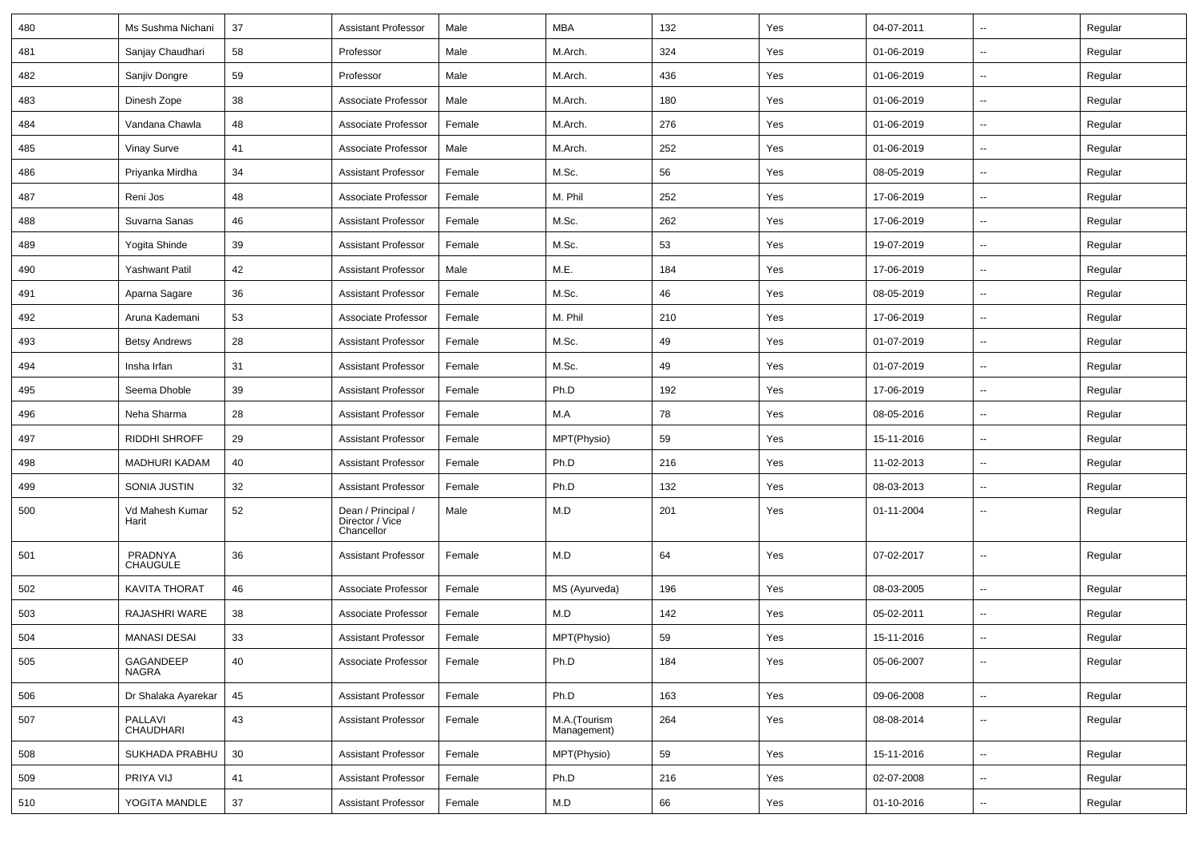| 480 | Ms Sushma Nichani | 37 | Assistant Professor | Male | MBA | 132 | Yes | 04-07-2011 | -- | Regular |
|---|---|---|---|---|---|---|---|---|---|---|
| 481 | Sanjay Chaudhari | 58 | Professor | Male | M.Arch. | 324 | Yes | 01-06-2019 | -- | Regular |
| 482 | Sanjiv Dongre | 59 | Professor | Male | M.Arch. | 436 | Yes | 01-06-2019 | -- | Regular |
| 483 | Dinesh Zope | 38 | Associate Professor | Male | M.Arch. | 180 | Yes | 01-06-2019 | -- | Regular |
| 484 | Vandana Chawla | 48 | Associate Professor | Female | M.Arch. | 276 | Yes | 01-06-2019 | -- | Regular |
| 485 | Vinay Surve | 41 | Associate Professor | Male | M.Arch. | 252 | Yes | 01-06-2019 | -- | Regular |
| 486 | Priyanka Mirdha | 34 | Assistant Professor | Female | M.Sc. | 56 | Yes | 08-05-2019 | -- | Regular |
| 487 | Reni Jos | 48 | Associate Professor | Female | M. Phil | 252 | Yes | 17-06-2019 | -- | Regular |
| 488 | Suvarna Sanas | 46 | Assistant Professor | Female | M.Sc. | 262 | Yes | 17-06-2019 | -- | Regular |
| 489 | Yogita Shinde | 39 | Assistant Professor | Female | M.Sc. | 53 | Yes | 19-07-2019 | -- | Regular |
| 490 | Yashwant Patil | 42 | Assistant Professor | Male | M.E. | 184 | Yes | 17-06-2019 | -- | Regular |
| 491 | Aparna Sagare | 36 | Assistant Professor | Female | M.Sc. | 46 | Yes | 08-05-2019 | -- | Regular |
| 492 | Aruna Kademani | 53 | Associate Professor | Female | M. Phil | 210 | Yes | 17-06-2019 | -- | Regular |
| 493 | Betsy Andrews | 28 | Assistant Professor | Female | M.Sc. | 49 | Yes | 01-07-2019 | -- | Regular |
| 494 | Insha Irfan | 31 | Assistant Professor | Female | M.Sc. | 49 | Yes | 01-07-2019 | -- | Regular |
| 495 | Seema Dhoble | 39 | Assistant Professor | Female | Ph.D | 192 | Yes | 17-06-2019 | -- | Regular |
| 496 | Neha Sharma | 28 | Assistant Professor | Female | M.A | 78 | Yes | 08-05-2016 | -- | Regular |
| 497 | RIDDHI SHROFF | 29 | Assistant Professor | Female | MPT(Physio) | 59 | Yes | 15-11-2016 | -- | Regular |
| 498 | MADHURI KADAM | 40 | Assistant Professor | Female | Ph.D | 216 | Yes | 11-02-2013 | -- | Regular |
| 499 | SONIA JUSTIN | 32 | Assistant Professor | Female | Ph.D | 132 | Yes | 08-03-2013 | -- | Regular |
| 500 | Vd Mahesh Kumar Harit | 52 | Dean / Principal / Director / Vice Chancellor | Male | M.D | 201 | Yes | 01-11-2004 | -- | Regular |
| 501 | PRADNYA CHAUGULE | 36 | Assistant Professor | Female | M.D | 64 | Yes | 07-02-2017 | -- | Regular |
| 502 | KAVITA THORAT | 46 | Associate Professor | Female | MS (Ayurveda) | 196 | Yes | 08-03-2005 | -- | Regular |
| 503 | RAJASHRI WARE | 38 | Associate Professor | Female | M.D | 142 | Yes | 05-02-2011 | -- | Regular |
| 504 | MANASI DESAI | 33 | Assistant Professor | Female | MPT(Physio) | 59 | Yes | 15-11-2016 | -- | Regular |
| 505 | GAGANDEEP NAGRA | 40 | Associate Professor | Female | Ph.D | 184 | Yes | 05-06-2007 | -- | Regular |
| 506 | Dr Shalaka Ayarekar | 45 | Assistant Professor | Female | Ph.D | 163 | Yes | 09-06-2008 | -- | Regular |
| 507 | PALLAVI CHAUDHARI | 43 | Assistant Professor | Female | M.A.(Tourism Management) | 264 | Yes | 08-08-2014 | -- | Regular |
| 508 | SUKHADA PRABHU | 30 | Assistant Professor | Female | MPT(Physio) | 59 | Yes | 15-11-2016 | -- | Regular |
| 509 | PRIYA VIJ | 41 | Assistant Professor | Female | Ph.D | 216 | Yes | 02-07-2008 | -- | Regular |
| 510 | YOGITA MANDLE | 37 | Assistant Professor | Female | M.D | 66 | Yes | 01-10-2016 | -- | Regular |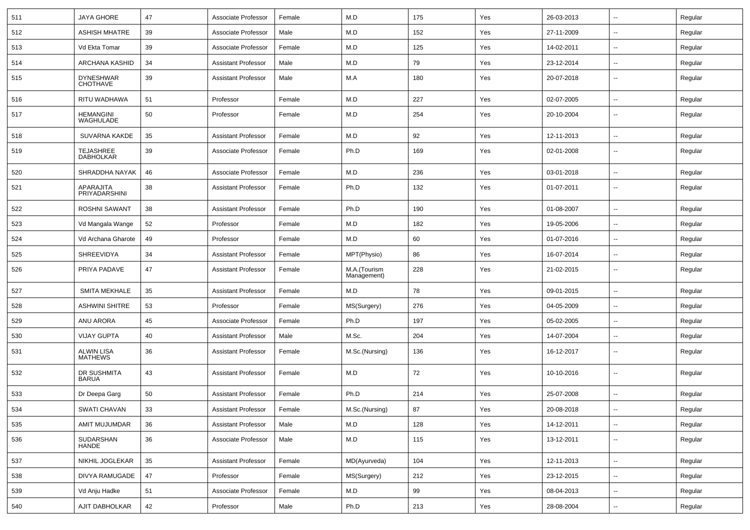| | | | | | | | | | | |
|---|---|---|---|---|---|---|---|---|---|---|
| 511 | JAYA GHORE | 47 | Associate Professor | Female | M.D | 175 | Yes | 26-03-2013 | -- | Regular |
| 512 | ASHISH MHATRE | 39 | Associate Professor | Male | M.D | 152 | Yes | 27-11-2009 | -- | Regular |
| 513 | Vd Ekta Tomar | 39 | Associate Professor | Female | M.D | 125 | Yes | 14-02-2011 | -- | Regular |
| 514 | ARCHANA KASHID | 34 | Assistant Professor | Male | M.D | 79 | Yes | 23-12-2014 | -- | Regular |
| 515 | DYNESHWAR CHOTHAVE | 39 | Assistant Professor | Male | M.A | 180 | Yes | 20-07-2018 | -- | Regular |
| 516 | RITU WADHAWA | 51 | Professor | Female | M.D | 227 | Yes | 02-07-2005 | -- | Regular |
| 517 | HEMANGINI WAGHULADE | 50 | Professor | Female | M.D | 254 | Yes | 20-10-2004 | -- | Regular |
| 518 | SUVARNA KAKDE | 35 | Assistant Professor | Female | M.D | 92 | Yes | 12-11-2013 | -- | Regular |
| 519 | TEJASHREE DABHOLKAR | 39 | Associate Professor | Female | Ph.D | 169 | Yes | 02-01-2008 | -- | Regular |
| 520 | SHRADDHA NAYAK | 46 | Associate Professor | Female | M.D | 236 | Yes | 03-01-2018 | -- | Regular |
| 521 | APARAJITA PRIYADARSHINI | 38 | Assistant Professor | Female | Ph.D | 132 | Yes | 01-07-2011 | -- | Regular |
| 522 | ROSHNI SAWANT | 38 | Assistant Professor | Female | Ph.D | 190 | Yes | 01-08-2007 | -- | Regular |
| 523 | Vd Mangala Wange | 52 | Professor | Female | M.D | 182 | Yes | 19-05-2006 | -- | Regular |
| 524 | Vd Archana Gharote | 49 | Professor | Female | M.D | 60 | Yes | 01-07-2016 | -- | Regular |
| 525 | SHREEVIDYA | 34 | Assistant Professor | Female | MPT(Physio) | 86 | Yes | 16-07-2014 | -- | Regular |
| 526 | PRIYA PADAVE | 47 | Assistant Professor | Female | M.A.(Tourism Management) | 228 | Yes | 21-02-2015 | -- | Regular |
| 527 | SMITA MEKHALE | 35 | Assistant Professor | Female | M.D | 78 | Yes | 09-01-2015 | -- | Regular |
| 528 | ASHWINI SHITRE | 53 | Professor | Female | MS(Surgery) | 276 | Yes | 04-05-2009 | -- | Regular |
| 529 | ANU ARORA | 45 | Associate Professor | Female | Ph.D | 197 | Yes | 05-02-2005 | -- | Regular |
| 530 | VIJAY GUPTA | 40 | Assistant Professor | Male | M.Sc. | 204 | Yes | 14-07-2004 | -- | Regular |
| 531 | ALWIN LISA MATHEWS | 36 | Assistant Professor | Female | M.Sc.(Nursing) | 136 | Yes | 16-12-2017 | -- | Regular |
| 532 | DR SUSHMITA BARUA | 43 | Assistant Professor | Female | M.D | 72 | Yes | 10-10-2016 | -- | Regular |
| 533 | Dr Deepa Garg | 50 | Assistant Professor | Female | Ph.D | 214 | Yes | 25-07-2008 | -- | Regular |
| 534 | SWATI CHAVAN | 33 | Assistant Professor | Female | M.Sc.(Nursing) | 87 | Yes | 20-08-2018 | -- | Regular |
| 535 | AMIT MUJUMDAR | 36 | Assistant Professor | Male | M.D | 128 | Yes | 14-12-2011 | -- | Regular |
| 536 | SUDARSHAN HANDE | 36 | Associate Professor | Male | M.D | 115 | Yes | 13-12-2011 | -- | Regular |
| 537 | NIKHIL JOGLEKAR | 35 | Assistant Professor | Female | MD(Ayurveda) | 104 | Yes | 12-11-2013 | -- | Regular |
| 538 | DIVYA RAMUGADE | 47 | Professor | Female | MS(Surgery) | 212 | Yes | 23-12-2015 | -- | Regular |
| 539 | Vd Anju Hadke | 51 | Associate Professor | Female | M.D | 99 | Yes | 08-04-2013 | -- | Regular |
| 540 | AJIT DABHOLKAR | 42 | Professor | Male | Ph.D | 213 | Yes | 28-08-2004 | -- | Regular |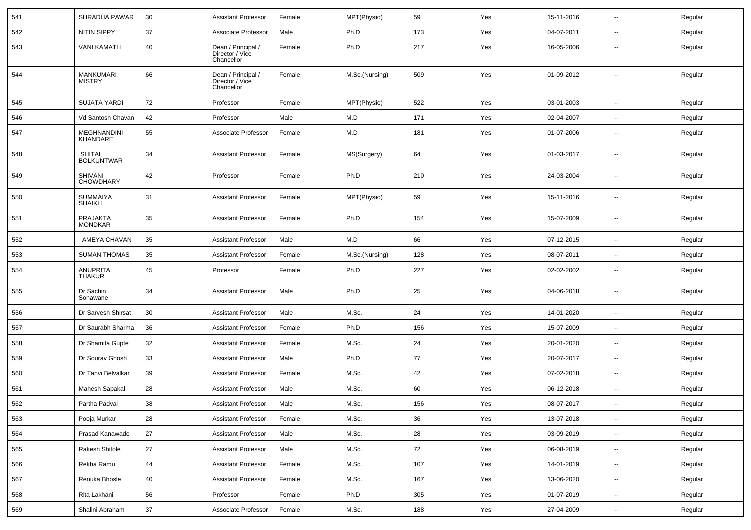| | | | | | | | | | | |
|---|---|---|---|---|---|---|---|---|---|---|
| 541 | SHRADHA PAWAR | 30 | Assistant Professor | Female | MPT(Physio) | 59 | Yes | 15-11-2016 | -- | Regular |
| 542 | NITIN SIPPY | 37 | Associate Professor | Male | Ph.D | 173 | Yes | 04-07-2011 | -- | Regular |
| 543 | VANI KAMATH | 40 | Dean / Principal / Director / Vice Chancellor | Female | Ph.D | 217 | Yes | 16-05-2006 | -- | Regular |
| 544 | MANKUMARI MISTRY | 66 | Dean / Principal / Director / Vice Chancellor | Female | M.Sc.(Nursing) | 509 | Yes | 01-09-2012 | -- | Regular |
| 545 | SUJATA YARDI | 72 | Professor | Female | MPT(Physio) | 522 | Yes | 03-01-2003 | -- | Regular |
| 546 | Vd Santosh Chavan | 42 | Professor | Male | M.D | 171 | Yes | 02-04-2007 | -- | Regular |
| 547 | MEGHNANDINI KHANDARE | 55 | Associate Professor | Female | M.D | 181 | Yes | 01-07-2006 | -- | Regular |
| 548 | SHITAL BOLKUNTWAR | 34 | Assistant Professor | Female | MS(Surgery) | 64 | Yes | 01-03-2017 | -- | Regular |
| 549 | SHIVANI CHOWDHARY | 42 | Professor | Female | Ph.D | 210 | Yes | 24-03-2004 | -- | Regular |
| 550 | SUMMAIYA SHAIKH | 31 | Assistant Professor | Female | MPT(Physio) | 59 | Yes | 15-11-2016 | -- | Regular |
| 551 | PRAJAKTA MONDKAR | 35 | Assistant Professor | Female | Ph.D | 154 | Yes | 15-07-2009 | -- | Regular |
| 552 | AMEYA CHAVAN | 35 | Assistant Professor | Male | M.D | 66 | Yes | 07-12-2015 | -- | Regular |
| 553 | SUMAN THOMAS | 35 | Assistant Professor | Female | M.Sc.(Nursing) | 128 | Yes | 08-07-2011 | -- | Regular |
| 554 | ANUPRITA THAKUR | 45 | Professor | Female | Ph.D | 227 | Yes | 02-02-2002 | -- | Regular |
| 555 | Dr Sachin Sonawane | 34 | Assistant Professor | Male | Ph.D | 25 | Yes | 04-06-2018 | -- | Regular |
| 556 | Dr Sarvesh Shirsat | 30 | Assistant Professor | Male | M.Sc. | 24 | Yes | 14-01-2020 | -- | Regular |
| 557 | Dr Saurabh Sharma | 36 | Assistant Professor | Female | Ph.D | 156 | Yes | 15-07-2009 | -- | Regular |
| 558 | Dr Shamita Gupte | 32 | Assistant Professor | Female | M.Sc. | 24 | Yes | 20-01-2020 | -- | Regular |
| 559 | Dr Sourav Ghosh | 33 | Assistant Professor | Male | Ph.D | 77 | Yes | 20-07-2017 | -- | Regular |
| 560 | Dr Tanvi Belvalkar | 39 | Assistant Professor | Female | M.Sc. | 42 | Yes | 07-02-2018 | -- | Regular |
| 561 | Mahesh Sapakal | 28 | Assistant Professor | Male | M.Sc. | 60 | Yes | 06-12-2018 | -- | Regular |
| 562 | Partha Padval | 38 | Assistant Professor | Male | M.Sc. | 156 | Yes | 08-07-2017 | -- | Regular |
| 563 | Pooja Murkar | 28 | Assistant Professor | Female | M.Sc. | 36 | Yes | 13-07-2018 | -- | Regular |
| 564 | Prasad Kanawade | 27 | Assistant Professor | Male | M.Sc. | 28 | Yes | 03-09-2019 | -- | Regular |
| 565 | Rakesh Shitole | 27 | Assistant Professor | Male | M.Sc. | 72 | Yes | 06-08-2019 | -- | Regular |
| 566 | Rekha Ramu | 44 | Assistant Professor | Female | M.Sc. | 107 | Yes | 14-01-2019 | -- | Regular |
| 567 | Renuka Bhosle | 40 | Assistant Professor | Female | M.Sc. | 167 | Yes | 13-06-2020 | -- | Regular |
| 568 | Rita Lakhani | 56 | Professor | Female | Ph.D | 305 | Yes | 01-07-2019 | -- | Regular |
| 569 | Shalini Abraham | 37 | Associate Professor | Female | M.Sc. | 188 | Yes | 27-04-2009 | -- | Regular |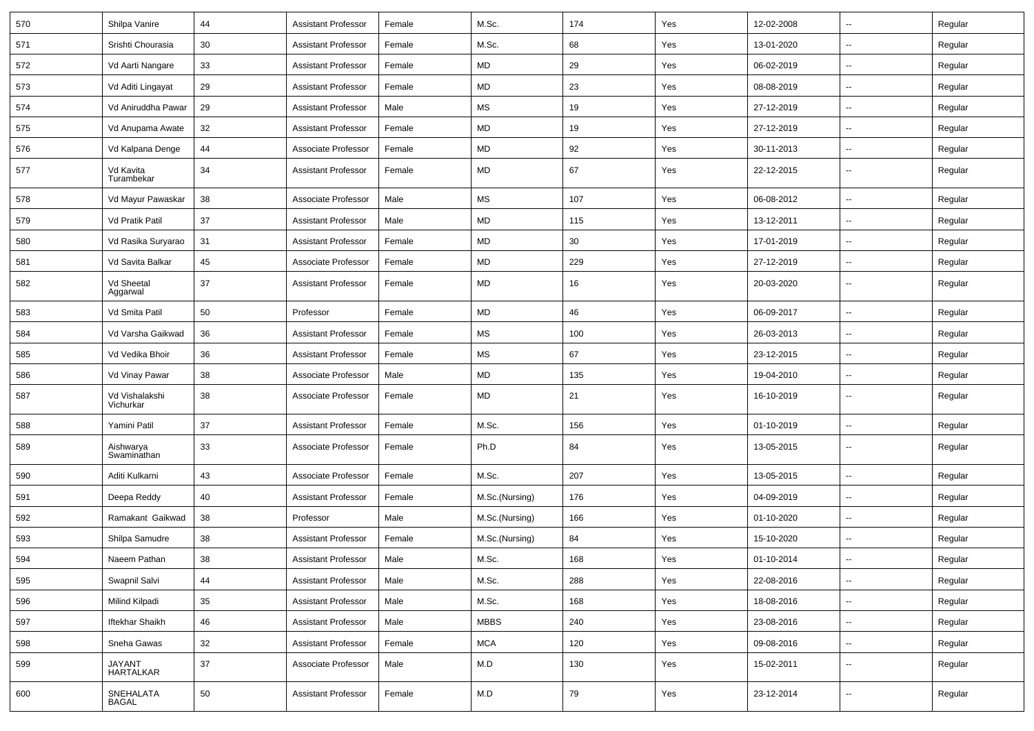| 570 | Shilpa Vanire | 44 | Assistant Professor | Female | M.Sc. | 174 | Yes | 12-02-2008 | -- | Regular |
|---|---|---|---|---|---|---|---|---|---|---|
| 571 | Srishti Chourasia | 30 | Assistant Professor | Female | M.Sc. | 68 | Yes | 13-01-2020 | -- | Regular |
| 572 | Vd Aarti Nangare | 33 | Assistant Professor | Female | MD | 29 | Yes | 06-02-2019 | -- | Regular |
| 573 | Vd Aditi Lingayat | 29 | Assistant Professor | Female | MD | 23 | Yes | 08-08-2019 | -- | Regular |
| 574 | Vd Aniruddha Pawar | 29 | Assistant Professor | Male | MS | 19 | Yes | 27-12-2019 | -- | Regular |
| 575 | Vd Anupama Awate | 32 | Assistant Professor | Female | MD | 19 | Yes | 27-12-2019 | -- | Regular |
| 576 | Vd Kalpana Denge | 44 | Associate Professor | Female | MD | 92 | Yes | 30-11-2013 | -- | Regular |
| 577 | Vd Kavita Turambekar | 34 | Assistant Professor | Female | MD | 67 | Yes | 22-12-2015 | -- | Regular |
| 578 | Vd Mayur Pawaskar | 38 | Associate Professor | Male | MS | 107 | Yes | 06-08-2012 | -- | Regular |
| 579 | Vd Pratik Patil | 37 | Assistant Professor | Male | MD | 115 | Yes | 13-12-2011 | -- | Regular |
| 580 | Vd Rasika Suryarao | 31 | Assistant Professor | Female | MD | 30 | Yes | 17-01-2019 | -- | Regular |
| 581 | Vd Savita Balkar | 45 | Associate Professor | Female | MD | 229 | Yes | 27-12-2019 | -- | Regular |
| 582 | Vd Sheetal Aggarwal | 37 | Assistant Professor | Female | MD | 16 | Yes | 20-03-2020 | -- | Regular |
| 583 | Vd Smita Patil | 50 | Professor | Female | MD | 46 | Yes | 06-09-2017 | -- | Regular |
| 584 | Vd Varsha Gaikwad | 36 | Assistant Professor | Female | MS | 100 | Yes | 26-03-2013 | -- | Regular |
| 585 | Vd Vedika Bhoir | 36 | Assistant Professor | Female | MS | 67 | Yes | 23-12-2015 | -- | Regular |
| 586 | Vd Vinay Pawar | 38 | Associate Professor | Male | MD | 135 | Yes | 19-04-2010 | -- | Regular |
| 587 | Vd Vishalakshi Vichurkar | 38 | Associate Professor | Female | MD | 21 | Yes | 16-10-2019 | -- | Regular |
| 588 | Yamini Patil | 37 | Assistant Professor | Female | M.Sc. | 156 | Yes | 01-10-2019 | -- | Regular |
| 589 | Aishwarya Swaminathan | 33 | Associate Professor | Female | Ph.D | 84 | Yes | 13-05-2015 | -- | Regular |
| 590 | Aditi Kulkarni | 43 | Associate Professor | Female | M.Sc. | 207 | Yes | 13-05-2015 | -- | Regular |
| 591 | Deepa Reddy | 40 | Assistant Professor | Female | M.Sc.(Nursing) | 176 | Yes | 04-09-2019 | -- | Regular |
| 592 | Ramakant Gaikwad | 38 | Professor | Male | M.Sc.(Nursing) | 166 | Yes | 01-10-2020 | -- | Regular |
| 593 | Shilpa Samudre | 38 | Assistant Professor | Female | M.Sc.(Nursing) | 84 | Yes | 15-10-2020 | -- | Regular |
| 594 | Naeem Pathan | 38 | Assistant Professor | Male | M.Sc. | 168 | Yes | 01-10-2014 | -- | Regular |
| 595 | Swapnil Salvi | 44 | Assistant Professor | Male | M.Sc. | 288 | Yes | 22-08-2016 | -- | Regular |
| 596 | Milind Kilpadi | 35 | Assistant Professor | Male | M.Sc. | 168 | Yes | 18-08-2016 | -- | Regular |
| 597 | Iftekhar Shaikh | 46 | Assistant Professor | Male | MBBS | 240 | Yes | 23-08-2016 | -- | Regular |
| 598 | Sneha Gawas | 32 | Assistant Professor | Female | MCA | 120 | Yes | 09-08-2016 | -- | Regular |
| 599 | JAYANT HARTALKAR | 37 | Associate Professor | Male | M.D | 130 | Yes | 15-02-2011 | -- | Regular |
| 600 | SNEHALATA BAGAL | 50 | Assistant Professor | Female | M.D | 79 | Yes | 23-12-2014 | -- | Regular |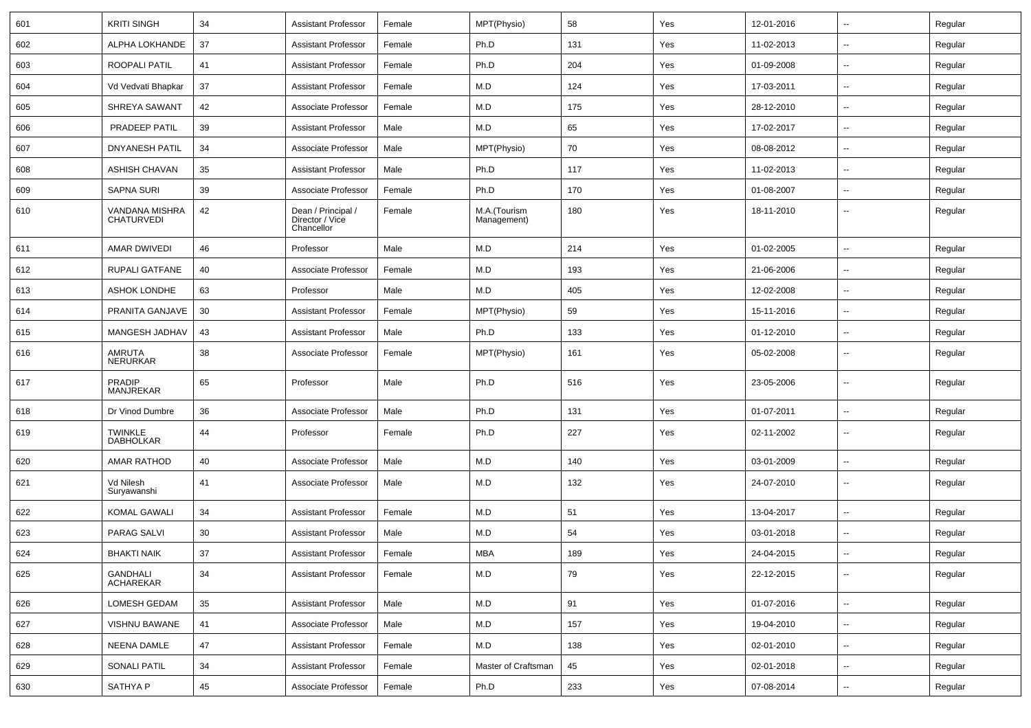| 601 | KRITI SINGH | 34 | Assistant Professor | Female | MPT(Physio) | 58 | Yes | 12-01-2016 | -- | Regular |
|---|---|---|---|---|---|---|---|---|---|---|
| 602 | ALPHA LOKHANDE | 37 | Assistant Professor | Female | Ph.D | 131 | Yes | 11-02-2013 | -- | Regular |
| 603 | ROOPALI PATIL | 41 | Assistant Professor | Female | Ph.D | 204 | Yes | 01-09-2008 | -- | Regular |
| 604 | Vd Vedvati Bhapkar | 37 | Assistant Professor | Female | M.D | 124 | Yes | 17-03-2011 | -- | Regular |
| 605 | SHREYA SAWANT | 42 | Associate Professor | Female | M.D | 175 | Yes | 28-12-2010 | -- | Regular |
| 606 | PRADEEP PATIL | 39 | Assistant Professor | Male | M.D | 65 | Yes | 17-02-2017 | -- | Regular |
| 607 | DNYANESH PATIL | 34 | Associate Professor | Male | MPT(Physio) | 70 | Yes | 08-08-2012 | -- | Regular |
| 608 | ASHISH CHAVAN | 35 | Assistant Professor | Male | Ph.D | 117 | Yes | 11-02-2013 | -- | Regular |
| 609 | SAPNA SURI | 39 | Associate Professor | Female | Ph.D | 170 | Yes | 01-08-2007 | -- | Regular |
| 610 | VANDANA MISHRA CHATURVEDI | 42 | Dean / Principal / Director / Vice Chancellor | Female | M.A.(Tourism Management) | 180 | Yes | 18-11-2010 | -- | Regular |
| 611 | AMAR DWIVEDI | 46 | Professor | Male | M.D | 214 | Yes | 01-02-2005 | -- | Regular |
| 612 | RUPALI GATFANE | 40 | Associate Professor | Female | M.D | 193 | Yes | 21-06-2006 | -- | Regular |
| 613 | ASHOK LONDHE | 63 | Professor | Male | M.D | 405 | Yes | 12-02-2008 | -- | Regular |
| 614 | PRANITA GANJAVE | 30 | Assistant Professor | Female | MPT(Physio) | 59 | Yes | 15-11-2016 | -- | Regular |
| 615 | MANGESH JADHAV | 43 | Assistant Professor | Male | Ph.D | 133 | Yes | 01-12-2010 | -- | Regular |
| 616 | AMRUTA NERURKAR | 38 | Associate Professor | Female | MPT(Physio) | 161 | Yes | 05-02-2008 | -- | Regular |
| 617 | PRADIP MANJREKAR | 65 | Professor | Male | Ph.D | 516 | Yes | 23-05-2006 | -- | Regular |
| 618 | Dr Vinod Dumbre | 36 | Associate Professor | Male | Ph.D | 131 | Yes | 01-07-2011 | -- | Regular |
| 619 | TWINKLE DABHOLKAR | 44 | Professor | Female | Ph.D | 227 | Yes | 02-11-2002 | -- | Regular |
| 620 | AMAR RATHOD | 40 | Associate Professor | Male | M.D | 140 | Yes | 03-01-2009 | -- | Regular |
| 621 | Vd Nilesh Suryawanshi | 41 | Associate Professor | Male | M.D | 132 | Yes | 24-07-2010 | -- | Regular |
| 622 | KOMAL GAWALI | 34 | Assistant Professor | Female | M.D | 51 | Yes | 13-04-2017 | -- | Regular |
| 623 | PARAG SALVI | 30 | Assistant Professor | Male | M.D | 54 | Yes | 03-01-2018 | -- | Regular |
| 624 | BHAKTI NAIK | 37 | Assistant Professor | Female | MBA | 189 | Yes | 24-04-2015 | -- | Regular |
| 625 | GANDHALI ACHAREKAR | 34 | Assistant Professor | Female | M.D | 79 | Yes | 22-12-2015 | -- | Regular |
| 626 | LOMESH GEDAM | 35 | Assistant Professor | Male | M.D | 91 | Yes | 01-07-2016 | -- | Regular |
| 627 | VISHNU BAWANE | 41 | Associate Professor | Male | M.D | 157 | Yes | 19-04-2010 | -- | Regular |
| 628 | NEENA DAMLE | 47 | Assistant Professor | Female | M.D | 138 | Yes | 02-01-2010 | -- | Regular |
| 629 | SONALI PATIL | 34 | Assistant Professor | Female | Master of Craftsman | 45 | Yes | 02-01-2018 | -- | Regular |
| 630 | SATHYA P | 45 | Associate Professor | Female | Ph.D | 233 | Yes | 07-08-2014 | -- | Regular |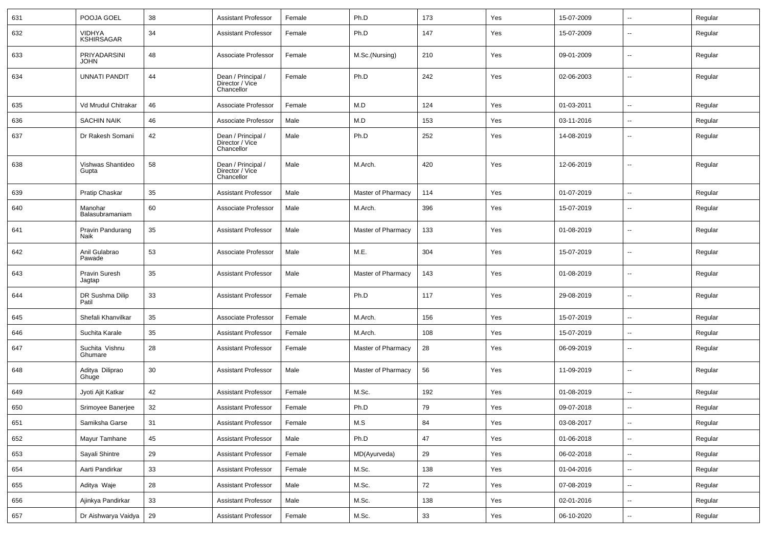| | | | | | | | | | | |
|---|---|---|---|---|---|---|---|---|---|---|
| 631 | POOJA GOEL | 38 | Assistant Professor | Female | Ph.D | 173 | Yes | 15-07-2009 | -- | Regular |
| 632 | VIDHYA KSHIRSAGAR | 34 | Assistant Professor | Female | Ph.D | 147 | Yes | 15-07-2009 | -- | Regular |
| 633 | PRIYADARSINI JOHN | 48 | Associate Professor | Female | M.Sc.(Nursing) | 210 | Yes | 09-01-2009 | -- | Regular |
| 634 | UNNATI PANDIT | 44 | Dean / Principal / Director / Vice Chancellor | Female | Ph.D | 242 | Yes | 02-06-2003 | -- | Regular |
| 635 | Vd Mrudul Chitrakar | 46 | Associate Professor | Female | M.D | 124 | Yes | 01-03-2011 | -- | Regular |
| 636 | SACHIN NAIK | 46 | Associate Professor | Male | M.D | 153 | Yes | 03-11-2016 | -- | Regular |
| 637 | Dr Rakesh Somani | 42 | Dean / Principal / Director / Vice Chancellor | Male | Ph.D | 252 | Yes | 14-08-2019 | -- | Regular |
| 638 | Vishwas Shantideo Gupta | 58 | Dean / Principal / Director / Vice Chancellor | Male | M.Arch. | 420 | Yes | 12-06-2019 | -- | Regular |
| 639 | Pratip Chaskar | 35 | Assistant Professor | Male | Master of Pharmacy | 114 | Yes | 01-07-2019 | -- | Regular |
| 640 | Manohar Balasubramaniam | 60 | Associate Professor | Male | M.Arch. | 396 | Yes | 15-07-2019 | -- | Regular |
| 641 | Pravin Pandurang Naik | 35 | Assistant Professor | Male | Master of Pharmacy | 133 | Yes | 01-08-2019 | -- | Regular |
| 642 | Anil Gulabrao Pawade | 53 | Associate Professor | Male | M.E. | 304 | Yes | 15-07-2019 | -- | Regular |
| 643 | Pravin Suresh Jagtap | 35 | Assistant Professor | Male | Master of Pharmacy | 143 | Yes | 01-08-2019 | -- | Regular |
| 644 | DR Sushma Dilip Patil | 33 | Assistant Professor | Female | Ph.D | 117 | Yes | 29-08-2019 | -- | Regular |
| 645 | Shefali Khanvilkar | 35 | Associate Professor | Female | M.Arch. | 156 | Yes | 15-07-2019 | -- | Regular |
| 646 | Suchita Karale | 35 | Assistant Professor | Female | M.Arch. | 108 | Yes | 15-07-2019 | -- | Regular |
| 647 | Suchita Vishnu Ghumare | 28 | Assistant Professor | Female | Master of Pharmacy | 28 | Yes | 06-09-2019 | -- | Regular |
| 648 | Aditya Diliprao Ghuge | 30 | Assistant Professor | Male | Master of Pharmacy | 56 | Yes | 11-09-2019 | -- | Regular |
| 649 | Jyoti Ajit Katkar | 42 | Assistant Professor | Female | M.Sc. | 192 | Yes | 01-08-2019 | -- | Regular |
| 650 | Srimoyee Banerjee | 32 | Assistant Professor | Female | Ph.D | 79 | Yes | 09-07-2018 | -- | Regular |
| 651 | Samiksha Garse | 31 | Assistant Professor | Female | M.S | 84 | Yes | 03-08-2017 | -- | Regular |
| 652 | Mayur Tamhane | 45 | Assistant Professor | Male | Ph.D | 47 | Yes | 01-06-2018 | -- | Regular |
| 653 | Sayali Shintre | 29 | Assistant Professor | Female | MD(Ayurveda) | 29 | Yes | 06-02-2018 | -- | Regular |
| 654 | Aarti Pandirkar | 33 | Assistant Professor | Female | M.Sc. | 138 | Yes | 01-04-2016 | -- | Regular |
| 655 | Aditya Waje | 28 | Assistant Professor | Male | M.Sc. | 72 | Yes | 07-08-2019 | -- | Regular |
| 656 | Ajinkya Pandirkar | 33 | Assistant Professor | Male | M.Sc. | 138 | Yes | 02-01-2016 | -- | Regular |
| 657 | Dr Aishwarya Vaidya | 29 | Assistant Professor | Female | M.Sc. | 33 | Yes | 06-10-2020 | -- | Regular |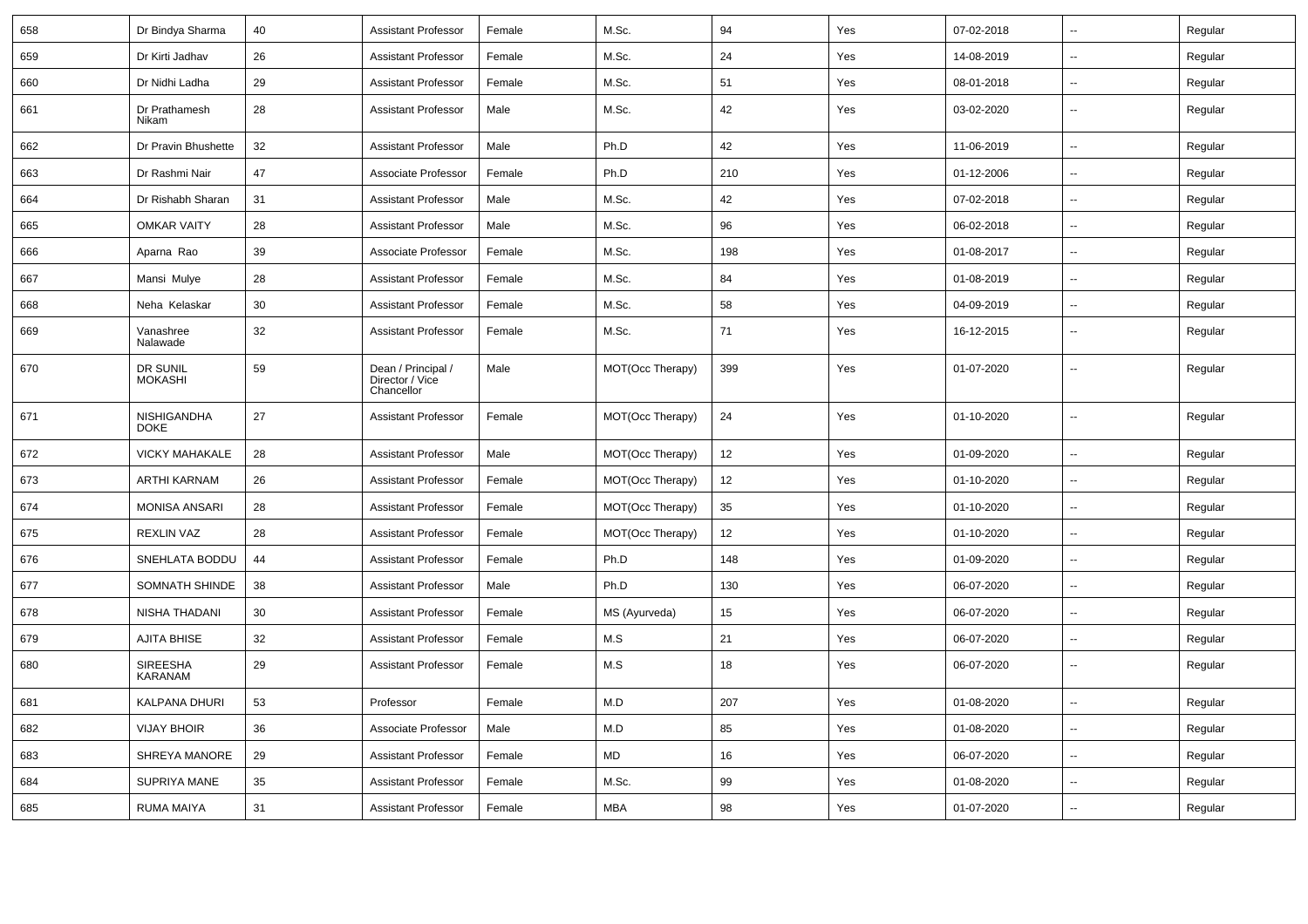| | | | | | | | | | | |
|---|---|---|---|---|---|---|---|---|---|---|
| 658 | Dr Bindya Sharma | 40 | Assistant Professor | Female | M.Sc. | 94 | Yes | 07-02-2018 | -- | Regular |
| 659 | Dr Kirti Jadhav | 26 | Assistant Professor | Female | M.Sc. | 24 | Yes | 14-08-2019 | -- | Regular |
| 660 | Dr Nidhi Ladha | 29 | Assistant Professor | Female | M.Sc. | 51 | Yes | 08-01-2018 | -- | Regular |
| 661 | Dr Prathamesh Nikam | 28 | Assistant Professor | Male | M.Sc. | 42 | Yes | 03-02-2020 | -- | Regular |
| 662 | Dr Pravin Bhushette | 32 | Assistant Professor | Male | Ph.D | 42 | Yes | 11-06-2019 | -- | Regular |
| 663 | Dr Rashmi Nair | 47 | Associate Professor | Female | Ph.D | 210 | Yes | 01-12-2006 | -- | Regular |
| 664 | Dr Rishabh Sharan | 31 | Assistant Professor | Male | M.Sc. | 42 | Yes | 07-02-2018 | -- | Regular |
| 665 | OMKAR VAITY | 28 | Assistant Professor | Male | M.Sc. | 96 | Yes | 06-02-2018 | -- | Regular |
| 666 | Aparna Rao | 39 | Associate Professor | Female | M.Sc. | 198 | Yes | 01-08-2017 | -- | Regular |
| 667 | Mansi Mulye | 28 | Assistant Professor | Female | M.Sc. | 84 | Yes | 01-08-2019 | -- | Regular |
| 668 | Neha Kelaskar | 30 | Assistant Professor | Female | M.Sc. | 58 | Yes | 04-09-2019 | -- | Regular |
| 669 | Vanashree Nalawade | 32 | Assistant Professor | Female | M.Sc. | 71 | Yes | 16-12-2015 | -- | Regular |
| 670 | DR SUNIL MOKASHI | 59 | Dean / Principal / Director / Vice Chancellor | Male | MOT(Occ Therapy) | 399 | Yes | 01-07-2020 | -- | Regular |
| 671 | NISHIGANDHA DOKE | 27 | Assistant Professor | Female | MOT(Occ Therapy) | 24 | Yes | 01-10-2020 | -- | Regular |
| 672 | VICKY MAHAKALE | 28 | Assistant Professor | Male | MOT(Occ Therapy) | 12 | Yes | 01-09-2020 | -- | Regular |
| 673 | ARTHI KARNAM | 26 | Assistant Professor | Female | MOT(Occ Therapy) | 12 | Yes | 01-10-2020 | -- | Regular |
| 674 | MONISA ANSARI | 28 | Assistant Professor | Female | MOT(Occ Therapy) | 35 | Yes | 01-10-2020 | -- | Regular |
| 675 | REXLIN VAZ | 28 | Assistant Professor | Female | MOT(Occ Therapy) | 12 | Yes | 01-10-2020 | -- | Regular |
| 676 | SNEHLATA BODDU | 44 | Assistant Professor | Female | Ph.D | 148 | Yes | 01-09-2020 | -- | Regular |
| 677 | SOMNATH SHINDE | 38 | Assistant Professor | Male | Ph.D | 130 | Yes | 06-07-2020 | -- | Regular |
| 678 | NISHA THADANI | 30 | Assistant Professor | Female | MS (Ayurveda) | 15 | Yes | 06-07-2020 | -- | Regular |
| 679 | AJITA BHISE | 32 | Assistant Professor | Female | M.S | 21 | Yes | 06-07-2020 | -- | Regular |
| 680 | SIREESHA KARANAM | 29 | Assistant Professor | Female | M.S | 18 | Yes | 06-07-2020 | -- | Regular |
| 681 | KALPANA DHURI | 53 | Professor | Female | M.D | 207 | Yes | 01-08-2020 | -- | Regular |
| 682 | VIJAY BHOIR | 36 | Associate Professor | Male | M.D | 85 | Yes | 01-08-2020 | -- | Regular |
| 683 | SHREYA MANORE | 29 | Assistant Professor | Female | MD | 16 | Yes | 06-07-2020 | -- | Regular |
| 684 | SUPRIYA MANE | 35 | Assistant Professor | Female | M.Sc. | 99 | Yes | 01-08-2020 | -- | Regular |
| 685 | RUMA MAIYA | 31 | Assistant Professor | Female | MBA | 98 | Yes | 01-07-2020 | -- | Regular |